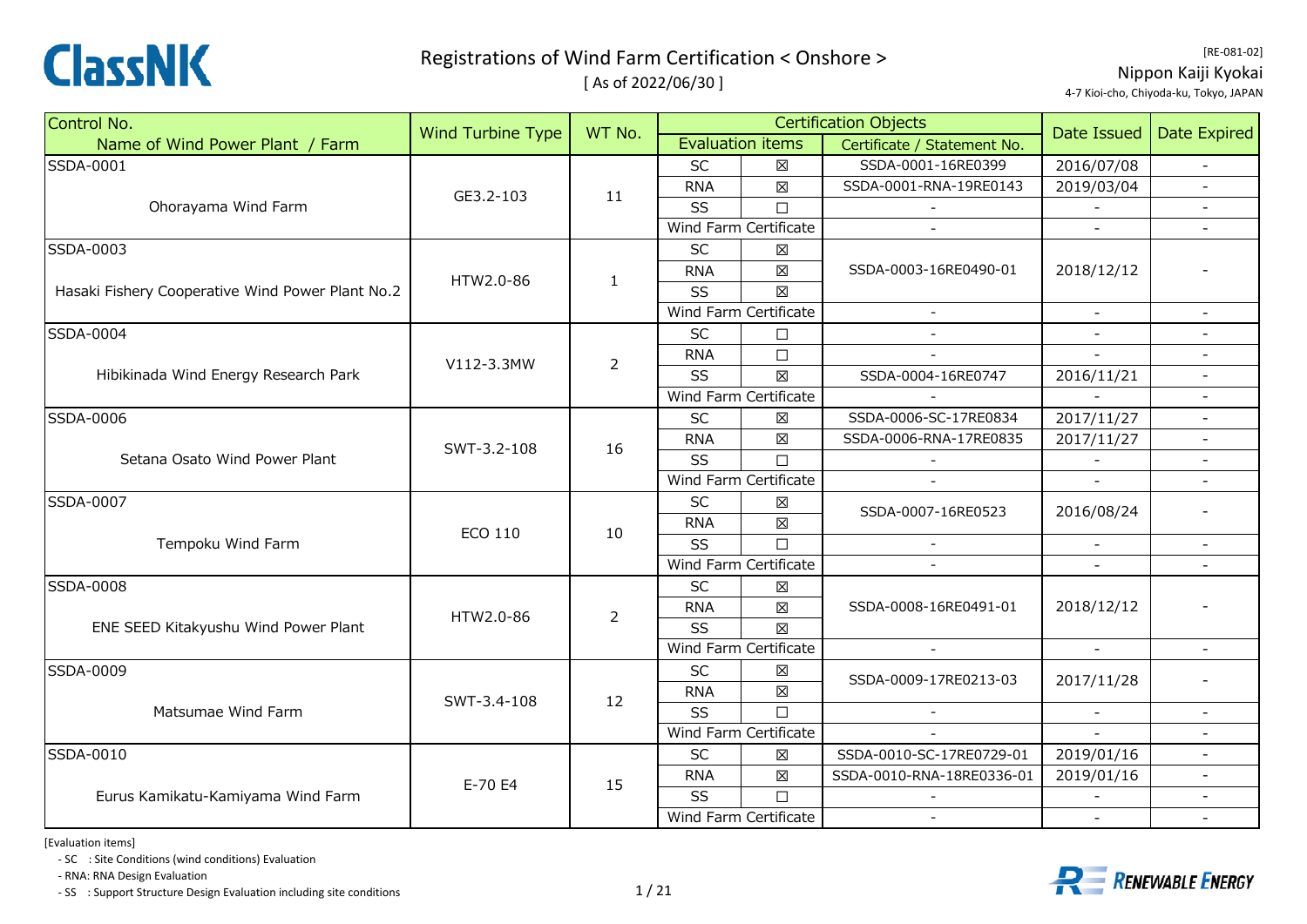ClassNK

# Registrations of Wind Farm Certification < Onshore >

[ As of 2022/06/30 ]

[RE-081-02]
Nippon Kaiji Kyokai
4-7 Kioi-cho, Chiyoda-ku, Tokyo, JAPAN

| Control No. / Name of Wind Power Plant / Farm | Wind Turbine Type | WT No. | Certification Objects: Evaluation items | | Certificate / Statement No. | Date Issued | Date Expired |
|---|---|---|---|---|---|---|---|
| SSDA-0001 Ohorayama Wind Farm | GE3.2-103 | 11 | SC | ☒ | SSDA-0001-16RE0399 | 2016/07/08 | - |
| | | | RNA | ☒ | SSDA-0001-RNA-19RE0143 | 2019/03/04 | - |
| | | | SS | ☐ | - | - | - |
| | | | Wind Farm Certificate | | - | - | - |
| SSDA-0003 Hasaki Fishery Cooperative Wind Power Plant No.2 | HTW2.0-86 | 1 | SC | ☒ | SSDA-0003-16RE0490-01 | 2018/12/12 | - |
| | | | RNA | ☒ | | | |
| | | | SS | ☒ | | | |
| | | | Wind Farm Certificate | | - | - | - |
| SSDA-0004 Hibikinada Wind Energy Research Park | V112-3.3MW | 2 | SC | ☐ | - | - | - |
| | | | RNA | ☐ | - | - | - |
| | | | SS | ☒ | SSDA-0004-16RE0747 | 2016/11/21 | - |
| | | | Wind Farm Certificate | | - | - | - |
| SSDA-0006 Setana Osato Wind Power Plant | SWT-3.2-108 | 16 | SC | ☒ | SSDA-0006-SC-17RE0834 | 2017/11/27 | - |
| | | | RNA | ☒ | SSDA-0006-RNA-17RE0835 | 2017/11/27 | - |
| | | | SS | ☐ | - | - | - |
| | | | Wind Farm Certificate | | - | - | - |
| SSDA-0007 Tempoku Wind Farm | ECO 110 | 10 | SC | ☒ | SSDA-0007-16RE0523 | 2016/08/24 | - |
| | | | RNA | ☒ | | | |
| | | | SS | ☐ | - | - | - |
| | | | Wind Farm Certificate | | - | - | - |
| SSDA-0008 ENE SEED Kitakyushu Wind Power Plant | HTW2.0-86 | 2 | SC | ☒ | SSDA-0008-16RE0491-01 | 2018/12/12 | - |
| | | | RNA | ☒ | | | |
| | | | SS | ☒ | | | |
| | | | Wind Farm Certificate | | - | - | - |
| SSDA-0009 Matsumae Wind Farm | SWT-3.4-108 | 12 | SC | ☒ | SSDA-0009-17RE0213-03 | 2017/11/28 | - |
| | | | RNA | ☒ | | | |
| | | | SS | ☐ | - | - | - |
| | | | Wind Farm Certificate | | - | - | - |
| SSDA-0010 Eurus Kamikatu-Kamiyama Wind Farm | E-70 E4 | 15 | SC | ☒ | SSDA-0010-SC-17RE0729-01 | 2019/01/16 | - |
| | | | RNA | ☒ | SSDA-0010-RNA-18RE0336-01 | 2019/01/16 | - |
| | | | SS | ☐ | - | - | - |
| | | | Wind Farm Certificate | | - | - | - |

[Evaluation items]
- SC : Site Conditions (wind conditions) Evaluation
- RNA: RNA Design Evaluation
- SS : Support Structure Design Evaluation including site conditions

RENEWABLE ENERGY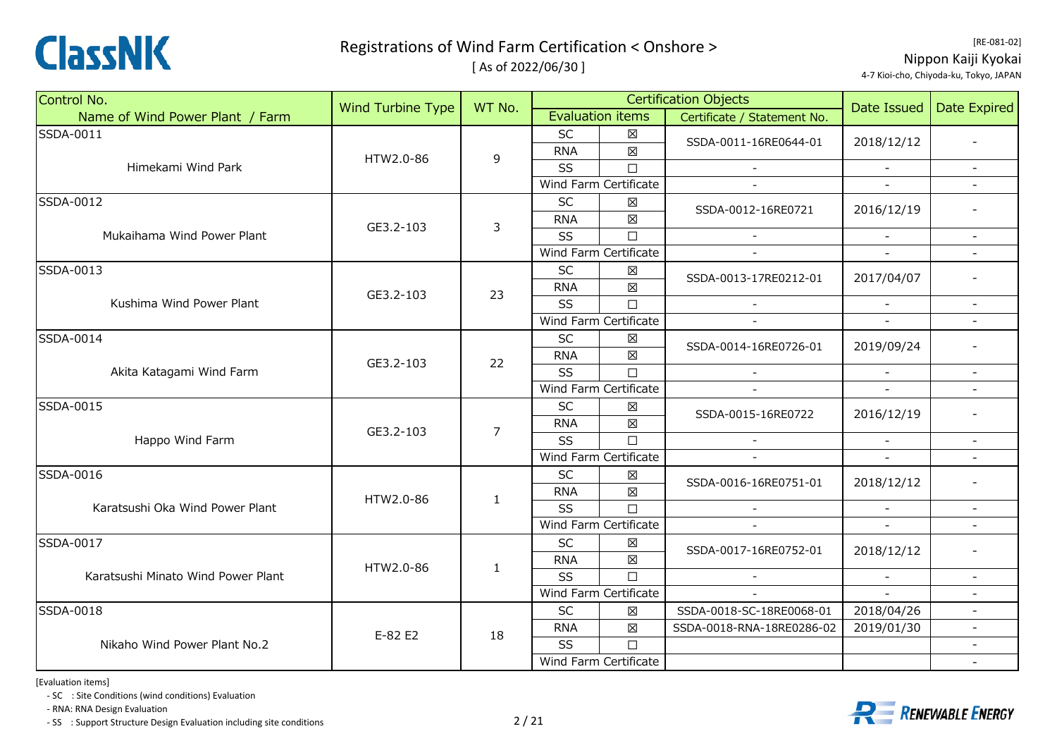# Registrations of Wind Farm Certification < Onshore >

[ As of 2022/06/30 ]

[RE-081-02]

Nippon Kaiji Kyokai

4-7 Kioi-cho, Chiyoda-ku, Tokyo, JAPAN

| Control No. / Name of Wind Power Plant / Farm | Wind Turbine Type | WT No. | Certification Objects: Evaluation items | | Certification Objects: Certificate / Statement No. | Date Issued | Date Expired |
|---|---|---|---|---|---|---|---|
| SSDA-0011 Himekami Wind Park | HTW2.0-86 | 9 | SC | ☒ | SSDA-0011-16RE0644-01 | 2018/12/12 | - |
| | | | RNA | ☒ | | | |
| | | | SS | ☐ | - | - | - |
| | | | Wind Farm Certificate | | - | - | - |
| SSDA-0012 Mukaihama Wind Power Plant | GE3.2-103 | 3 | SC | ☒ | SSDA-0012-16RE0721 | 2016/12/19 | - |
| | | | RNA | ☒ | | | |
| | | | SS | ☐ | - | - | - |
| | | | Wind Farm Certificate | | - | - | - |
| SSDA-0013 Kushima Wind Power Plant | GE3.2-103 | 23 | SC | ☒ | SSDA-0013-17RE0212-01 | 2017/04/07 | - |
| | | | RNA | ☒ | | | |
| | | | SS | ☐ | - | - | - |
| | | | Wind Farm Certificate | | - | - | - |
| SSDA-0014 Akita Katagami Wind Farm | GE3.2-103 | 22 | SC | ☒ | SSDA-0014-16RE0726-01 | 2019/09/24 | - |
| | | | RNA | ☒ | | | |
| | | | SS | ☐ | - | - | - |
| | | | Wind Farm Certificate | | - | - | - |
| SSDA-0015 Happo Wind Farm | GE3.2-103 | 7 | SC | ☒ | SSDA-0015-16RE0722 | 2016/12/19 | - |
| | | | RNA | ☒ | | | |
| | | | SS | ☐ | - | - | - |
| | | | Wind Farm Certificate | | - | - | - |
| SSDA-0016 Karatsushi Oka Wind Power Plant | HTW2.0-86 | 1 | SC | ☒ | SSDA-0016-16RE0751-01 | 2018/12/12 | - |
| | | | RNA | ☒ | | | |
| | | | SS | ☐ | - | - | - |
| | | | Wind Farm Certificate | | - | - | - |
| SSDA-0017 Karatsushi Minato Wind Power Plant | HTW2.0-86 | 1 | SC | ☒ | SSDA-0017-16RE0752-01 | 2018/12/12 | - |
| | | | RNA | ☒ | | | |
| | | | SS | ☐ | - | - | - |
| | | | Wind Farm Certificate | | - | - | - |
| SSDA-0018 Nikaho Wind Power Plant No.2 | E-82 E2 | 18 | SC | ☒ | SSDA-0018-SC-18RE0068-01 | 2018/04/26 | - |
| | | | RNA | ☒ | SSDA-0018-RNA-18RE0286-02 | 2019/01/30 | - |
| | | | SS | ☐ | | | - |
| | | | Wind Farm Certificate | | | | - |

[Evaluation items]

- SC : Site Conditions (wind conditions) Evaluation
- RNA: RNA Design Evaluation
- SS : Support Structure Design Evaluation including site conditions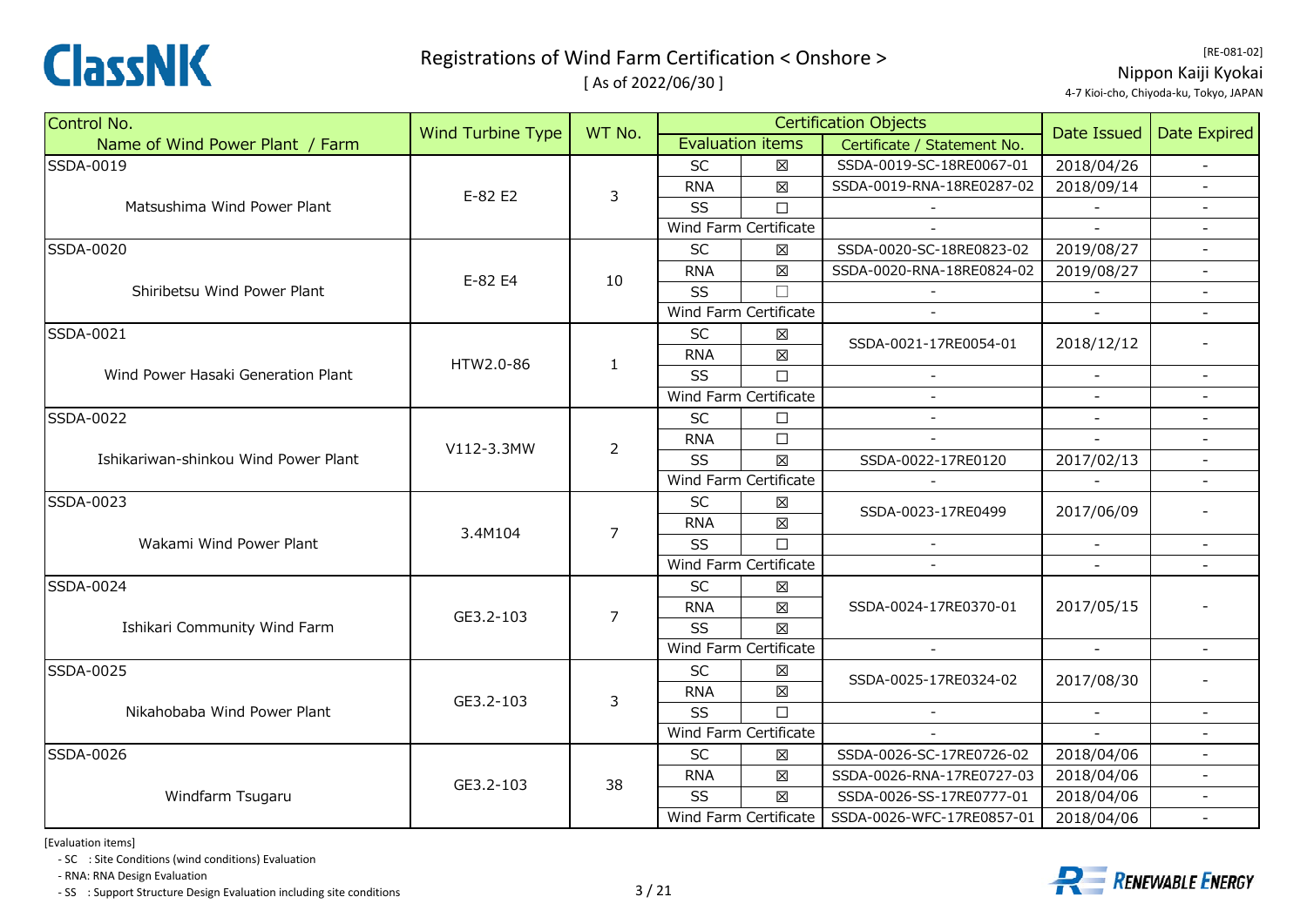# Registrations of Wind Farm Certification < Onshore >

[ As of 2022/06/30 ]

[RE-081-02]

Nippon Kaiji Kyokai

4-7 Kioi-cho, Chiyoda-ku, Tokyo, JAPAN

| Control No. / Name of Wind Power Plant / Farm | Wind Turbine Type | WT No. | Certification Objects | | | Date Issued | Date Expired |
|---|---|---|---|---|---|---|---|
| | | | Evaluation items | | Certificate / Statement No. | | |
| SSDA-0019 Matsushima Wind Power Plant | E-82 E2 | 3 | SC | ☒ | SSDA-0019-SC-18RE0067-01 | 2018/04/26 | - |
| | | | RNA | ☒ | SSDA-0019-RNA-18RE0287-02 | 2018/09/14 | - |
| | | | SS | ☐ | - | - | - |
| | | | Wind Farm Certificate | | - | - | - |
| SSDA-0020 Shiribetsu Wind Power Plant | E-82 E4 | 10 | SC | ☒ | SSDA-0020-SC-18RE0823-02 | 2019/08/27 | - |
| | | | RNA | ☒ | SSDA-0020-RNA-18RE0824-02 | 2019/08/27 | - |
| | | | SS | ☐ | - | - | - |
| | | | Wind Farm Certificate | | - | - | - |
| SSDA-0021 Wind Power Hasaki Generation Plant | HTW2.0-86 | 1 | SC | ☒ | SSDA-0021-17RE0054-01 | 2018/12/12 | - |
| | | | RNA | ☒ | | | |
| | | | SS | ☐ | - | - | - |
| | | | Wind Farm Certificate | | - | - | - |
| SSDA-0022 Ishikariwan-shinkou Wind Power Plant | V112-3.3MW | 2 | SC | ☐ | - | - | - |
| | | | RNA | ☐ | - | - | - |
| | | | SS | ☒ | SSDA-0022-17RE0120 | 2017/02/13 | - |
| | | | Wind Farm Certificate | | - | - | - |
| SSDA-0023 Wakami Wind Power Plant | 3.4M104 | 7 | SC | ☒ | SSDA-0023-17RE0499 | 2017/06/09 | - |
| | | | RNA | ☒ | | | |
| | | | SS | ☐ | - | - | - |
| | | | Wind Farm Certificate | | - | - | - |
| SSDA-0024 Ishikari Community Wind Farm | GE3.2-103 | 7 | SC | ☒ | SSDA-0024-17RE0370-01 | 2017/05/15 | - |
| | | | RNA | ☒ | | | |
| | | | SS | ☒ | | | |
| | | | Wind Farm Certificate | | - | - | - |
| SSDA-0025 Nikahobaba Wind Power Plant | GE3.2-103 | 3 | SC | ☒ | SSDA-0025-17RE0324-02 | 2017/08/30 | - |
| | | | RNA | ☒ | | | |
| | | | SS | ☐ | - | - | - |
| | | | Wind Farm Certificate | | - | - | - |
| SSDA-0026 Windfarm Tsugaru | GE3.2-103 | 38 | SC | ☒ | SSDA-0026-SC-17RE0726-02 | 2018/04/06 | - |
| | | | RNA | ☒ | SSDA-0026-RNA-17RE0727-03 | 2018/04/06 | - |
| | | | SS | ☒ | SSDA-0026-SS-17RE0777-01 | 2018/04/06 | - |
| | | | Wind Farm Certificate | | SSDA-0026-WFC-17RE0857-01 | 2018/04/06 | - |

[Evaluation items]

- SC : Site Conditions (wind conditions) Evaluation
- RNA: RNA Design Evaluation
- SS : Support Structure Design Evaluation including site conditions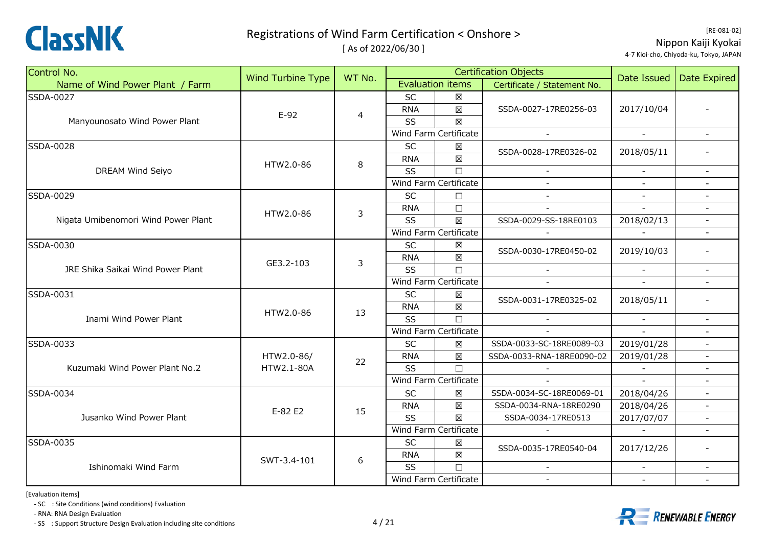# Registrations of Wind Farm Certification < Onshore >

[ As of 2022/06/30 ]

[RE-081-02]

Nippon Kaiji Kyokai

4-7 Kioi-cho, Chiyoda-ku, Tokyo, JAPAN

| Control No. / Name of Wind Power Plant / Farm | Wind Turbine Type | WT No. | Certification Objects: Evaluation items | | Certificate / Statement No. | Date Issued | Date Expired |
|---|---|---|---|---|---|---|---|
| SSDA-0027 Manyounosato Wind Power Plant | E-92 | 4 | SC | ☒ | SSDA-0027-17RE0256-03 | 2017/10/04 | - |
| | | | RNA | ☒ | | | |
| | | | SS | ☒ | | | |
| | | | Wind Farm Certificate | | - | - | - |
| SSDA-0028 DREAM Wind Seiyo | HTW2.0-86 | 8 | SC | ☒ | SSDA-0028-17RE0326-02 | 2018/05/11 | - |
| | | | RNA | ☒ | | | |
| | | | SS | ☐ | - | - | - |
| | | | Wind Farm Certificate | | - | - | - |
| SSDA-0029 Nigata Umibenomori Wind Power Plant | HTW2.0-86 | 3 | SC | ☐ | - | - | - |
| | | | RNA | ☐ | - | - | - |
| | | | SS | ☒ | SSDA-0029-SS-18RE0103 | 2018/02/13 | - |
| | | | Wind Farm Certificate | | - | - | - |
| SSDA-0030 JRE Shika Saikai Wind Power Plant | GE3.2-103 | 3 | SC | ☒ | SSDA-0030-17RE0450-02 | 2019/10/03 | - |
| | | | RNA | ☒ | | | |
| | | | SS | ☐ | - | - | - |
| | | | Wind Farm Certificate | | - | - | - |
| SSDA-0031 Inami Wind Power Plant | HTW2.0-86 | 13 | SC | ☒ | SSDA-0031-17RE0325-02 | 2018/05/11 | - |
| | | | RNA | ☒ | | | |
| | | | SS | ☐ | - | - | - |
| | | | Wind Farm Certificate | | - | - | - |
| SSDA-0033 Kuzumaki Wind Power Plant No.2 | HTW2.0-86/ HTW2.1-80A | 22 | SC | ☒ | SSDA-0033-SC-18RE0089-03 | 2019/01/28 | - |
| | | | RNA | ☒ | SSDA-0033-RNA-18RE0090-02 | 2019/01/28 | - |
| | | | SS | ☐ | - | - | - |
| | | | Wind Farm Certificate | | - | - | - |
| SSDA-0034 Jusanko Wind Power Plant | E-82 E2 | 15 | SC | ☒ | SSDA-0034-SC-18RE0069-01 | 2018/04/26 | - |
| | | | RNA | ☒ | SSDA-0034-RNA-18RE0290 | 2018/04/26 | - |
| | | | SS | ☒ | SSDA-0034-17RE0513 | 2017/07/07 | - |
| | | | Wind Farm Certificate | | - | - | - |
| SSDA-0035 Ishinomaki Wind Farm | SWT-3.4-101 | 6 | SC | ☒ | SSDA-0035-17RE0540-04 | 2017/12/26 | - |
| | | | RNA | ☒ | | | |
| | | | SS | ☐ | - | - | - |
| | | | Wind Farm Certificate | | - | - | - |

[Evaluation items]

- SC : Site Conditions (wind conditions) Evaluation
- RNA: RNA Design Evaluation
- SS : Support Structure Design Evaluation including site conditions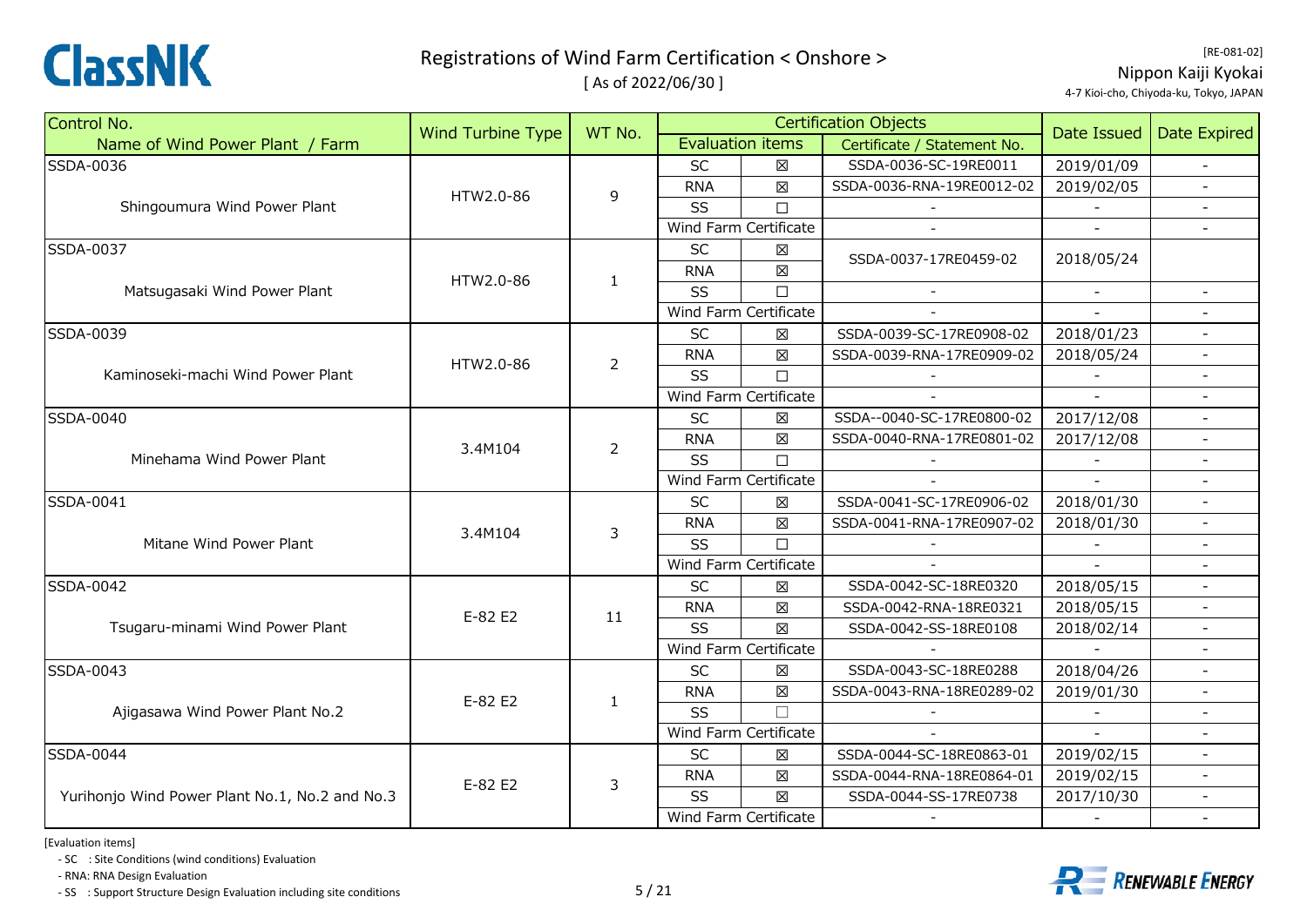# Registrations of Wind Farm Certification < Onshore >

[ As of 2022/06/30 ]

[RE-081-02]

Nippon Kaiji Kyokai

4-7 Kioi-cho, Chiyoda-ku, Tokyo, JAPAN

| Control No. / Name of Wind Power Plant / Farm | Wind Turbine Type | WT No. | Certification Objects | | | Date Issued | Date Expired |
|---|---|---|---|---|---|---|---|
| | | | Evaluation items | | Certificate / Statement No. | | |
| SSDA-0036 Shingoumura Wind Power Plant | HTW2.0-86 | 9 | SC | ☒ | SSDA-0036-SC-19RE0011 | 2019/01/09 | - |
| | | | RNA | ☒ | SSDA-0036-RNA-19RE0012-02 | 2019/02/05 | - |
| | | | SS | ☐ | - | - | - |
| | | | Wind Farm Certificate | | - | - | - |
| SSDA-0037 Matsugasaki Wind Power Plant | HTW2.0-86 | 1 | SC | ☒ | SSDA-0037-17RE0459-02 | 2018/05/24 | |
| | | | RNA | ☒ | | | |
| | | | SS | ☐ | - | - | - |
| | | | Wind Farm Certificate | | - | - | - |
| SSDA-0039 Kaminoseki-machi Wind Power Plant | HTW2.0-86 | 2 | SC | ☒ | SSDA-0039-SC-17RE0908-02 | 2018/01/23 | - |
| | | | RNA | ☒ | SSDA-0039-RNA-17RE0909-02 | 2018/05/24 | - |
| | | | SS | ☐ | - | - | - |
| | | | Wind Farm Certificate | | - | - | - |
| SSDA-0040 Minehama Wind Power Plant | 3.4M104 | 2 | SC | ☒ | SSDA--0040-SC-17RE0800-02 | 2017/12/08 | - |
| | | | RNA | ☒ | SSDA-0040-RNA-17RE0801-02 | 2017/12/08 | - |
| | | | SS | ☐ | - | - | - |
| | | | Wind Farm Certificate | | - | - | - |
| SSDA-0041 Mitane Wind Power Plant | 3.4M104 | 3 | SC | ☒ | SSDA-0041-SC-17RE0906-02 | 2018/01/30 | - |
| | | | RNA | ☒ | SSDA-0041-RNA-17RE0907-02 | 2018/01/30 | - |
| | | | SS | ☐ | - | - | - |
| | | | Wind Farm Certificate | | - | - | - |
| SSDA-0042 Tsugaru-minami Wind Power Plant | E-82 E2 | 11 | SC | ☒ | SSDA-0042-SC-18RE0320 | 2018/05/15 | - |
| | | | RNA | ☒ | SSDA-0042-RNA-18RE0321 | 2018/05/15 | - |
| | | | SS | ☒ | SSDA-0042-SS-18RE0108 | 2018/02/14 | - |
| | | | Wind Farm Certificate | | - | - | - |
| SSDA-0043 Ajigasawa Wind Power Plant No.2 | E-82 E2 | 1 | SC | ☒ | SSDA-0043-SC-18RE0288 | 2018/04/26 | - |
| | | | RNA | ☒ | SSDA-0043-RNA-18RE0289-02 | 2019/01/30 | - |
| | | | SS | ☐ | - | - | - |
| | | | Wind Farm Certificate | | - | - | - |
| SSDA-0044 Yurihonjo Wind Power Plant No.1, No.2 and No.3 | E-82 E2 | 3 | SC | ☒ | SSDA-0044-SC-18RE0863-01 | 2019/02/15 | - |
| | | | RNA | ☒ | SSDA-0044-RNA-18RE0864-01 | 2019/02/15 | - |
| | | | SS | ☒ | SSDA-0044-SS-17RE0738 | 2017/10/30 | - |
| | | | Wind Farm Certificate | | - | - | - |

[Evaluation items]

- SC : Site Conditions (wind conditions) Evaluation
- RNA: RNA Design Evaluation
- SS : Support Structure Design Evaluation including site conditions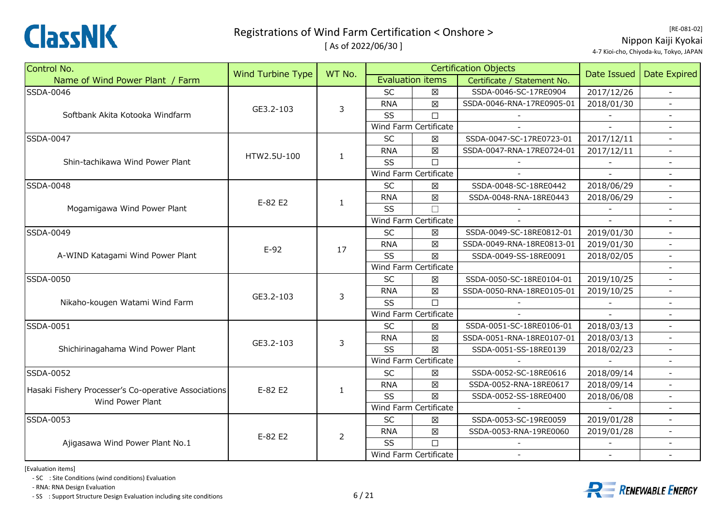# Registrations of Wind Farm Certification < Onshore >

[ As of 2022/06/30 ]

[RE-081-02]

Nippon Kaiji Kyokai

4-7 Kioi-cho, Chiyoda-ku, Tokyo, JAPAN

| Control No. / Name of Wind Power Plant / Farm | Wind Turbine Type | WT No. | Certification Objects: Evaluation items | | Certification Objects: Certificate / Statement No. | Date Issued | Date Expired |
|---|---|---|---|---|---|---|---|
| SSDA-0046 | | | SC | ☒ | SSDA-0046-SC-17RE0904 | 2017/12/26 | - |
| Softbank Akita Kotooka Windfarm | GE3.2-103 | 3 | RNA | ☒ | SSDA-0046-RNA-17RE0905-01 | 2018/01/30 | - |
| | | | SS | ☐ | - | - | - |
| | | | Wind Farm Certificate | | - | - | - |
| SSDA-0047 | | | SC | ☒ | SSDA-0047-SC-17RE0723-01 | 2017/12/11 | - |
| Shin-tachikawa Wind Power Plant | HTW2.5U-100 | 1 | RNA | ☒ | SSDA-0047-RNA-17RE0724-01 | 2017/12/11 | - |
| | | | SS | ☐ | - | - | - |
| | | | Wind Farm Certificate | | - | - | - |
| SSDA-0048 | | | SC | ☒ | SSDA-0048-SC-18RE0442 | 2018/06/29 | - |
| Mogamigawa Wind Power Plant | E-82 E2 | 1 | RNA | ☒ | SSDA-0048-RNA-18RE0443 | 2018/06/29 | - |
| | | | SS | ☐ | - | - | - |
| | | | Wind Farm Certificate | | - | - | - |
| SSDA-0049 | | | SC | ☒ | SSDA-0049-SC-18RE0812-01 | 2019/01/30 | - |
| A-WIND Katagami Wind Power Plant | E-92 | 17 | RNA | ☒ | SSDA-0049-RNA-18RE0813-01 | 2019/01/30 | - |
| | | | SS | ☒ | SSDA-0049-SS-18RE0091 | 2018/02/05 | - |
| | | | Wind Farm Certificate | | | | - |
| SSDA-0050 | | | SC | ☒ | SSDA-0050-SC-18RE0104-01 | 2019/10/25 | - |
| Nikaho-kougen Watami Wind Farm | GE3.2-103 | 3 | RNA | ☒ | SSDA-0050-RNA-18RE0105-01 | 2019/10/25 | - |
| | | | SS | ☐ | - | - | - |
| | | | Wind Farm Certificate | | - | - | - |
| SSDA-0051 | | | SC | ☒ | SSDA-0051-SC-18RE0106-01 | 2018/03/13 | - |
| Shichirinagahama Wind Power Plant | GE3.2-103 | 3 | RNA | ☒ | SSDA-0051-RNA-18RE0107-01 | 2018/03/13 | - |
| | | | SS | ☒ | SSDA-0051-SS-18RE0139 | 2018/02/23 | - |
| | | | Wind Farm Certificate | | - | - | - |
| SSDA-0052 | | | SC | ☒ | SSDA-0052-SC-18RE0616 | 2018/09/14 | - |
| Hasaki Fishery Processer's Co-operative Associations Wind Power Plant | E-82 E2 | 1 | RNA | ☒ | SSDA-0052-RNA-18RE0617 | 2018/09/14 | - |
| | | | SS | ☒ | SSDA-0052-SS-18RE0400 | 2018/06/08 | - |
| | | | Wind Farm Certificate | | - | - | - |
| SSDA-0053 | | | SC | ☒ | SSDA-0053-SC-19RE0059 | 2019/01/28 | - |
| Ajigasawa Wind Power Plant No.1 | E-82 E2 | 2 | RNA | ☒ | SSDA-0053-RNA-19RE0060 | 2019/01/28 | - |
| | | | SS | ☐ | - | - | - |
| | | | Wind Farm Certificate | | - | - | - |

[Evaluation items]

- SC : Site Conditions (wind conditions) Evaluation
- RNA: RNA Design Evaluation
- SS : Support Structure Design Evaluation including site conditions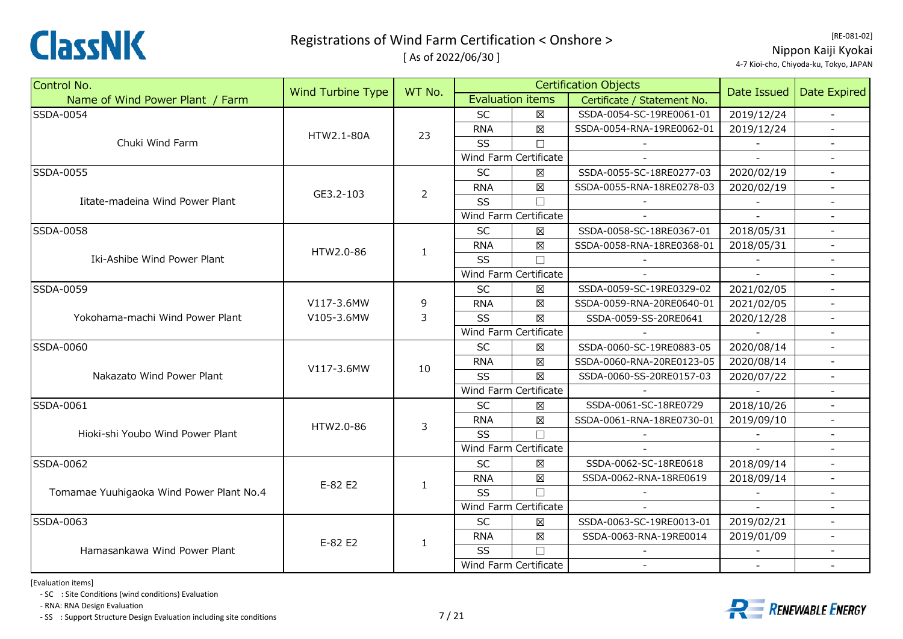# Registrations of Wind Farm Certification < Onshore >

[ As of 2022/06/30 ]

[RE-081-02]
Nippon Kaiji Kyokai
4-7 Kioi-cho, Chiyoda-ku, Tokyo, JAPAN

| Control No. / Name of Wind Power Plant / Farm | Wind Turbine Type | WT No. | Certification Objects: Evaluation items | | Certificate / Statement No. | Date Issued | Date Expired |
|---|---|---|---|---|---|---|---|
| SSDA-0054 | HTW2.1-80A | 23 | SC | ☒ | SSDA-0054-SC-19RE0061-01 | 2019/12/24 | - |
| Chuki Wind Farm | | | RNA | ☒ | SSDA-0054-RNA-19RE0062-01 | 2019/12/24 | - |
| | | | SS | ☐ | - | - | - |
| | | | Wind Farm Certificate | | - | - | - |
| SSDA-0055 | GE3.2-103 | 2 | SC | ☒ | SSDA-0055-SC-18RE0277-03 | 2020/02/19 | - |
| Iitate-madeina Wind Power Plant | | | RNA | ☒ | SSDA-0055-RNA-18RE0278-03 | 2020/02/19 | - |
| | | | SS | ☐ | - | - | - |
| | | | Wind Farm Certificate | | - | - | - |
| SSDA-0058 | HTW2.0-86 | 1 | SC | ☒ | SSDA-0058-SC-18RE0367-01 | 2018/05/31 | - |
| Iki-Ashibe Wind Power Plant | | | RNA | ☒ | SSDA-0058-RNA-18RE0368-01 | 2018/05/31 | - |
| | | | SS | ☐ | - | - | - |
| | | | Wind Farm Certificate | | - | - | - |
| SSDA-0059 | V117-3.6MW<br>V105-3.6MW | 9<br>3 | SC | ☒ | SSDA-0059-SC-19RE0329-02 | 2021/02/05 | - |
| Yokohama-machi Wind Power Plant | | | RNA | ☒ | SSDA-0059-RNA-20RE0640-01 | 2021/02/05 | - |
| | | | SS | ☒ | SSDA-0059-SS-20RE0641 | 2020/12/28 | - |
| | | | Wind Farm Certificate | | - | - | - |
| SSDA-0060 | V117-3.6MW | 10 | SC | ☒ | SSDA-0060-SC-19RE0883-05 | 2020/08/14 | - |
| Nakazato Wind Power Plant | | | RNA | ☒ | SSDA-0060-RNA-20RE0123-05 | 2020/08/14 | - |
| | | | SS | ☒ | SSDA-0060-SS-20RE0157-03 | 2020/07/22 | - |
| | | | Wind Farm Certificate | | - | - | - |
| SSDA-0061 | HTW2.0-86 | 3 | SC | ☒ | SSDA-0061-SC-18RE0729 | 2018/10/26 | - |
| Hioki-shi Youbo Wind Power Plant | | | RNA | ☒ | SSDA-0061-RNA-18RE0730-01 | 2019/09/10 | - |
| | | | SS | ☐ | - | - | - |
| | | | Wind Farm Certificate | | - | - | - |
| SSDA-0062 | E-82 E2 | 1 | SC | ☒ | SSDA-0062-SC-18RE0618 | 2018/09/14 | - |
| Tomamae Yuuhigaoka Wind Power Plant No.4 | | | RNA | ☒ | SSDA-0062-RNA-18RE0619 | 2018/09/14 | - |
| | | | SS | ☐ | - | - | - |
| | | | Wind Farm Certificate | | - | - | - |
| SSDA-0063 | E-82 E2 | 1 | SC | ☒ | SSDA-0063-SC-19RE0013-01 | 2019/02/21 | - |
| Hamasankawa Wind Power Plant | | | RNA | ☒ | SSDA-0063-RNA-19RE0014 | 2019/01/09 | - |
| | | | SS | ☐ | - | - | - |
| | | | Wind Farm Certificate | | - | - | - |

[Evaluation items]
- SC : Site Conditions (wind conditions) Evaluation
- RNA: RNA Design Evaluation
- SS : Support Structure Design Evaluation including site conditions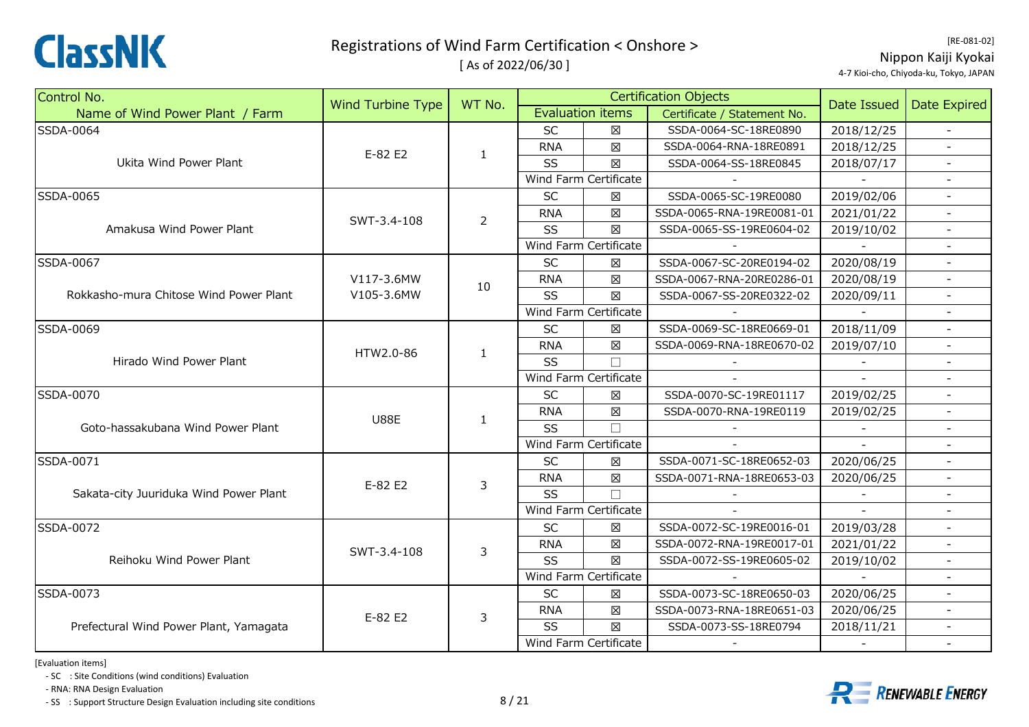# Registrations of Wind Farm Certification < Onshore >

[ As of 2022/06/30 ]

[RE-081-02]
Nippon Kaiji Kyokai
4-7 Kioi-cho, Chiyoda-ku, Tokyo, JAPAN

| Control No. / Name of Wind Power Plant / Farm | Wind Turbine Type | WT No. | Evaluation items | | Certificate / Statement No. | Date Issued | Date Expired |
|---|---|---|---|---|---|---|---|
| SSDA-0064 Ukita Wind Power Plant | E-82 E2 | 1 | SC | ☒ | SSDA-0064-SC-18RE0890 | 2018/12/25 | - |
| | | | RNA | ☒ | SSDA-0064-RNA-18RE0891 | 2018/12/25 | - |
| | | | SS | ☒ | SSDA-0064-SS-18RE0845 | 2018/07/17 | - |
| | | | Wind Farm Certificate | | - | - | - |
| SSDA-0065 Amakusa Wind Power Plant | SWT-3.4-108 | 2 | SC | ☒ | SSDA-0065-SC-19RE0080 | 2019/02/06 | - |
| | | | RNA | ☒ | SSDA-0065-RNA-19RE0081-01 | 2021/01/22 | - |
| | | | SS | ☒ | SSDA-0065-SS-19RE0604-02 | 2019/10/02 | - |
| | | | Wind Farm Certificate | | - | - | - |
| SSDA-0067 Rokkasho-mura Chitose Wind Power Plant | V117-3.6MW<br>V105-3.6MW | 10 | SC | ☒ | SSDA-0067-SC-20RE0194-02 | 2020/08/19 | - |
| | | | RNA | ☒ | SSDA-0067-RNA-20RE0286-01 | 2020/08/19 | - |
| | | | SS | ☒ | SSDA-0067-SS-20RE0322-02 | 2020/09/11 | - |
| | | | Wind Farm Certificate | | - | - | - |
| SSDA-0069 Hirado Wind Power Plant | HTW2.0-86 | 1 | SC | ☒ | SSDA-0069-SC-18RE0669-01 | 2018/11/09 | - |
| | | | RNA | ☒ | SSDA-0069-RNA-18RE0670-02 | 2019/07/10 | - |
| | | | SS | ☐ | - | - | - |
| | | | Wind Farm Certificate | | - | - | - |
| SSDA-0070 Goto-hassakubana Wind Power Plant | U88E | 1 | SC | ☒ | SSDA-0070-SC-19RE01117 | 2019/02/25 | - |
| | | | RNA | ☒ | SSDA-0070-RNA-19RE0119 | 2019/02/25 | - |
| | | | SS | ☐ | - | - | - |
| | | | Wind Farm Certificate | | - | - | - |
| SSDA-0071 Sakata-city Juuriduka Wind Power Plant | E-82 E2 | 3 | SC | ☒ | SSDA-0071-SC-18RE0652-03 | 2020/06/25 | - |
| | | | RNA | ☒ | SSDA-0071-RNA-18RE0653-03 | 2020/06/25 | - |
| | | | SS | ☐ | - | - | - |
| | | | Wind Farm Certificate | | - | - | - |
| SSDA-0072 Reihoku Wind Power Plant | SWT-3.4-108 | 3 | SC | ☒ | SSDA-0072-SC-19RE0016-01 | 2019/03/28 | - |
| | | | RNA | ☒ | SSDA-0072-RNA-19RE0017-01 | 2021/01/22 | - |
| | | | SS | ☒ | SSDA-0072-SS-19RE0605-02 | 2019/10/02 | - |
| | | | Wind Farm Certificate | | - | - | - |
| SSDA-0073 Prefectural Wind Power Plant, Yamagata | E-82 E2 | 3 | SC | ☒ | SSDA-0073-SC-18RE0650-03 | 2020/06/25 | - |
| | | | RNA | ☒ | SSDA-0073-RNA-18RE0651-03 | 2020/06/25 | - |
| | | | SS | ☒ | SSDA-0073-SS-18RE0794 | 2018/11/21 | - |
| | | | Wind Farm Certificate | | - | - | - |

[Evaluation items]

- SC : Site Conditions (wind conditions) Evaluation
- RNA: RNA Design Evaluation
- SS : Support Structure Design Evaluation including site conditions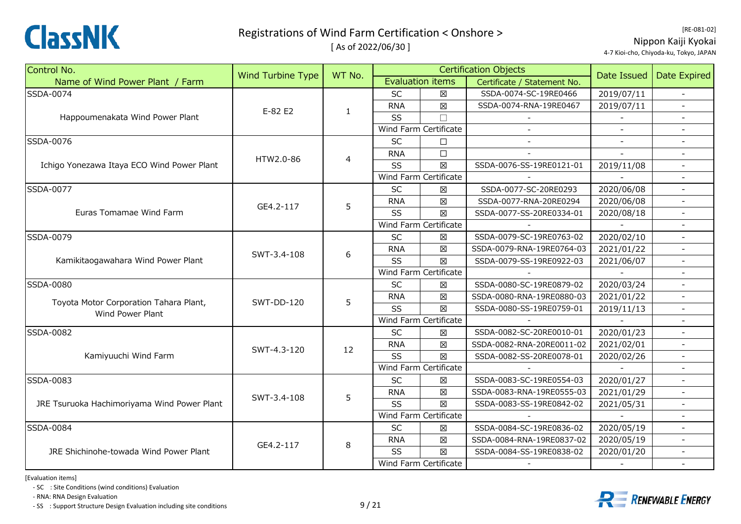# Registrations of Wind Farm Certification < Onshore >

[ As of 2022/06/30 ]

[RE-081-02]

Nippon Kaiji Kyokai

4-7 Kioi-cho, Chiyoda-ku, Tokyo, JAPAN

| Control No. / Name of Wind Power Plant / Farm | Wind Turbine Type | WT No. | Certification Objects: Evaluation items | | Certification Objects: Certificate / Statement No. | Date Issued | Date Expired |
|---|---|---|---|---|---|---|---|
| SSDA-0074 Happoumenakata Wind Power Plant | E-82 E2 | 1 | SC | ☒ | SSDA-0074-SC-19RE0466 | 2019/07/11 | - |
| | | | RNA | ☒ | SSDA-0074-RNA-19RE0467 | 2019/07/11 | - |
| | | | SS | ☐ | - | - | - |
| | | | Wind Farm Certificate | | - | - | - |
| SSDA-0076 Ichigo Yonezawa Itaya ECO Wind Power Plant | HTW2.0-86 | 4 | SC | ☐ | - | - | - |
| | | | RNA | ☐ | - | - | - |
| | | | SS | ☒ | SSDA-0076-SS-19RE0121-01 | 2019/11/08 | - |
| | | | Wind Farm Certificate | | - | - | - |
| SSDA-0077 Euras Tomamae Wind Farm | GE4.2-117 | 5 | SC | ☒ | SSDA-0077-SC-20RE0293 | 2020/06/08 | - |
| | | | RNA | ☒ | SSDA-0077-RNA-20RE0294 | 2020/06/08 | - |
| | | | SS | ☒ | SSDA-0077-SS-20RE0334-01 | 2020/08/18 | - |
| | | | Wind Farm Certificate | | - | - | - |
| SSDA-0079 Kamikitaogawahara Wind Power Plant | SWT-3.4-108 | 6 | SC | ☒ | SSDA-0079-SC-19RE0763-02 | 2020/02/10 | - |
| | | | RNA | ☒ | SSDA-0079-RNA-19RE0764-03 | 2021/01/22 | - |
| | | | SS | ☒ | SSDA-0079-SS-19RE0922-03 | 2021/06/07 | - |
| | | | Wind Farm Certificate | | - | - | - |
| SSDA-0080 Toyota Motor Corporation Tahara Plant, Wind Power Plant | SWT-DD-120 | 5 | SC | ☒ | SSDA-0080-SC-19RE0879-02 | 2020/03/24 | - |
| | | | RNA | ☒ | SSDA-0080-RNA-19RE0880-03 | 2021/01/22 | - |
| | | | SS | ☒ | SSDA-0080-SS-19RE0759-01 | 2019/11/13 | - |
| | | | Wind Farm Certificate | | - | - | - |
| SSDA-0082 Kamiyuuchi Wind Farm | SWT-4.3-120 | 12 | SC | ☒ | SSDA-0082-SC-20RE0010-01 | 2020/01/23 | - |
| | | | RNA | ☒ | SSDA-0082-RNA-20RE0011-02 | 2021/02/01 | - |
| | | | SS | ☒ | SSDA-0082-SS-20RE0078-01 | 2020/02/26 | - |
| | | | Wind Farm Certificate | | - | - | - |
| SSDA-0083 JRE Tsuruoka Hachimoriyama Wind Power Plant | SWT-3.4-108 | 5 | SC | ☒ | SSDA-0083-SC-19RE0554-03 | 2020/01/27 | - |
| | | | RNA | ☒ | SSDA-0083-RNA-19RE0555-03 | 2021/01/29 | - |
| | | | SS | ☒ | SSDA-0083-SS-19RE0842-02 | 2021/05/31 | - |
| | | | Wind Farm Certificate | | - | - | - |
| SSDA-0084 JRE Shichinohe-towada Wind Power Plant | GE4.2-117 | 8 | SC | ☒ | SSDA-0084-SC-19RE0836-02 | 2020/05/19 | - |
| | | | RNA | ☒ | SSDA-0084-RNA-19RE0837-02 | 2020/05/19 | - |
| | | | SS | ☒ | SSDA-0084-SS-19RE0838-02 | 2020/01/20 | - |
| | | | Wind Farm Certificate | | - | - | - |

[Evaluation items]

- SC : Site Conditions (wind conditions) Evaluation
- RNA: RNA Design Evaluation
- SS : Support Structure Design Evaluation including site conditions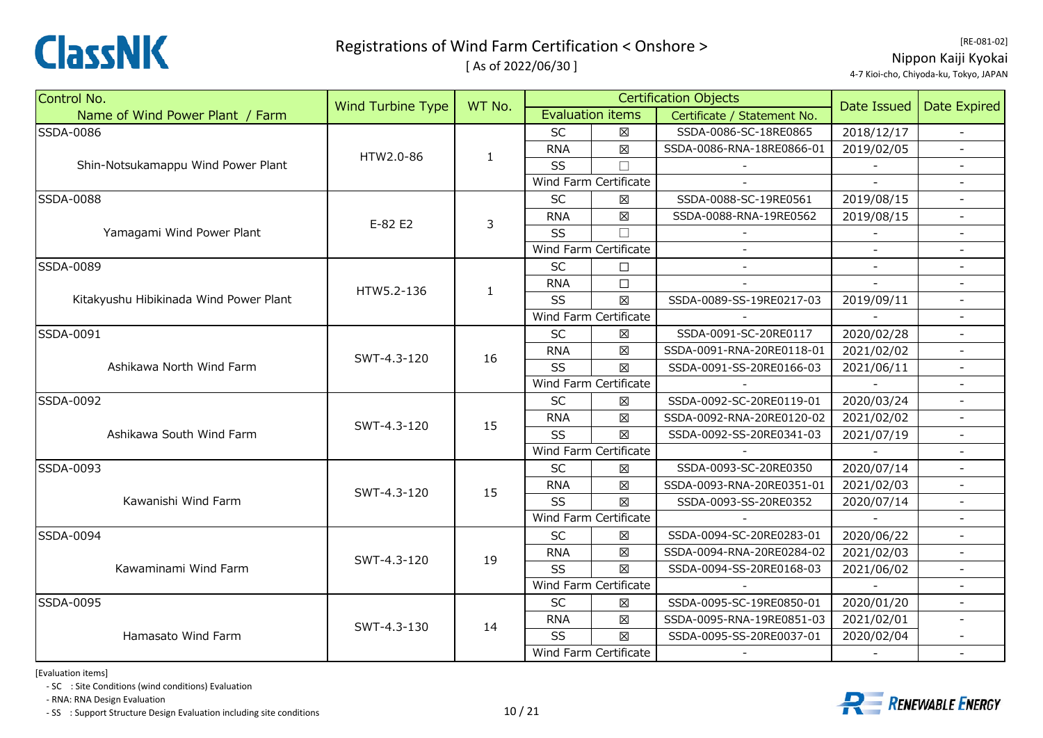# Registrations of Wind Farm Certification < Onshore >

[ As of 2022/06/30 ]

[RE-081-02]

Nippon Kaiji Kyokai

4-7 Kioi-cho, Chiyoda-ku, Tokyo, JAPAN

| Control No. / Name of Wind Power Plant / Farm | Wind Turbine Type | WT No. | Certification Objects: Evaluation items | | Certificate / Statement No. | Date Issued | Date Expired |
|---|---|---|---|---|---|---|---|
| SSDA-0086 Shin-Notsukamappu Wind Power Plant | HTW2.0-86 | 1 | SC | ☒ | SSDA-0086-SC-18RE0865 | 2018/12/17 | - |
| | | | RNA | ☒ | SSDA-0086-RNA-18RE0866-01 | 2019/02/05 | - |
| | | | SS | ☐ | - | - | - |
| | | | Wind Farm Certificate | | - | - | - |
| SSDA-0088 Yamagami Wind Power Plant | E-82 E2 | 3 | SC | ☒ | SSDA-0088-SC-19RE0561 | 2019/08/15 | - |
| | | | RNA | ☒ | SSDA-0088-RNA-19RE0562 | 2019/08/15 | - |
| | | | SS | ☐ | - | - | - |
| | | | Wind Farm Certificate | | - | - | - |
| SSDA-0089 Kitakyushu Hibikinada Wind Power Plant | HTW5.2-136 | 1 | SC | ☐ | - | - | - |
| | | | RNA | ☐ | - | - | - |
| | | | SS | ☒ | SSDA-0089-SS-19RE0217-03 | 2019/09/11 | - |
| | | | Wind Farm Certificate | | - | - | - |
| SSDA-0091 Ashikawa North Wind Farm | SWT-4.3-120 | 16 | SC | ☒ | SSDA-0091-SC-20RE0117 | 2020/02/28 | - |
| | | | RNA | ☒ | SSDA-0091-RNA-20RE0118-01 | 2021/02/02 | - |
| | | | SS | ☒ | SSDA-0091-SS-20RE0166-03 | 2021/06/11 | - |
| | | | Wind Farm Certificate | | - | - | - |
| SSDA-0092 Ashikawa South Wind Farm | SWT-4.3-120 | 15 | SC | ☒ | SSDA-0092-SC-20RE0119-01 | 2020/03/24 | - |
| | | | RNA | ☒ | SSDA-0092-RNA-20RE0120-02 | 2021/02/02 | - |
| | | | SS | ☒ | SSDA-0092-SS-20RE0341-03 | 2021/07/19 | - |
| | | | Wind Farm Certificate | | - | - | - |
| SSDA-0093 Kawanishi Wind Farm | SWT-4.3-120 | 15 | SC | ☒ | SSDA-0093-SC-20RE0350 | 2020/07/14 | - |
| | | | RNA | ☒ | SSDA-0093-RNA-20RE0351-01 | 2021/02/03 | - |
| | | | SS | ☒ | SSDA-0093-SS-20RE0352 | 2020/07/14 | - |
| | | | Wind Farm Certificate | | - | - | - |
| SSDA-0094 Kawaminami Wind Farm | SWT-4.3-120 | 19 | SC | ☒ | SSDA-0094-SC-20RE0283-01 | 2020/06/22 | - |
| | | | RNA | ☒ | SSDA-0094-RNA-20RE0284-02 | 2021/02/03 | - |
| | | | SS | ☒ | SSDA-0094-SS-20RE0168-03 | 2021/06/02 | - |
| | | | Wind Farm Certificate | | - | - | - |
| SSDA-0095 Hamasato Wind Farm | SWT-4.3-130 | 14 | SC | ☒ | SSDA-0095-SC-19RE0850-01 | 2020/01/20 | - |
| | | | RNA | ☒ | SSDA-0095-RNA-19RE0851-03 | 2021/02/01 | - |
| | | | SS | ☒ | SSDA-0095-SS-20RE0037-01 | 2020/02/04 | - |
| | | | Wind Farm Certificate | | - | - | - |

[Evaluation items]

- SC : Site Conditions (wind conditions) Evaluation
- RNA: RNA Design Evaluation
- SS : Support Structure Design Evaluation including site conditions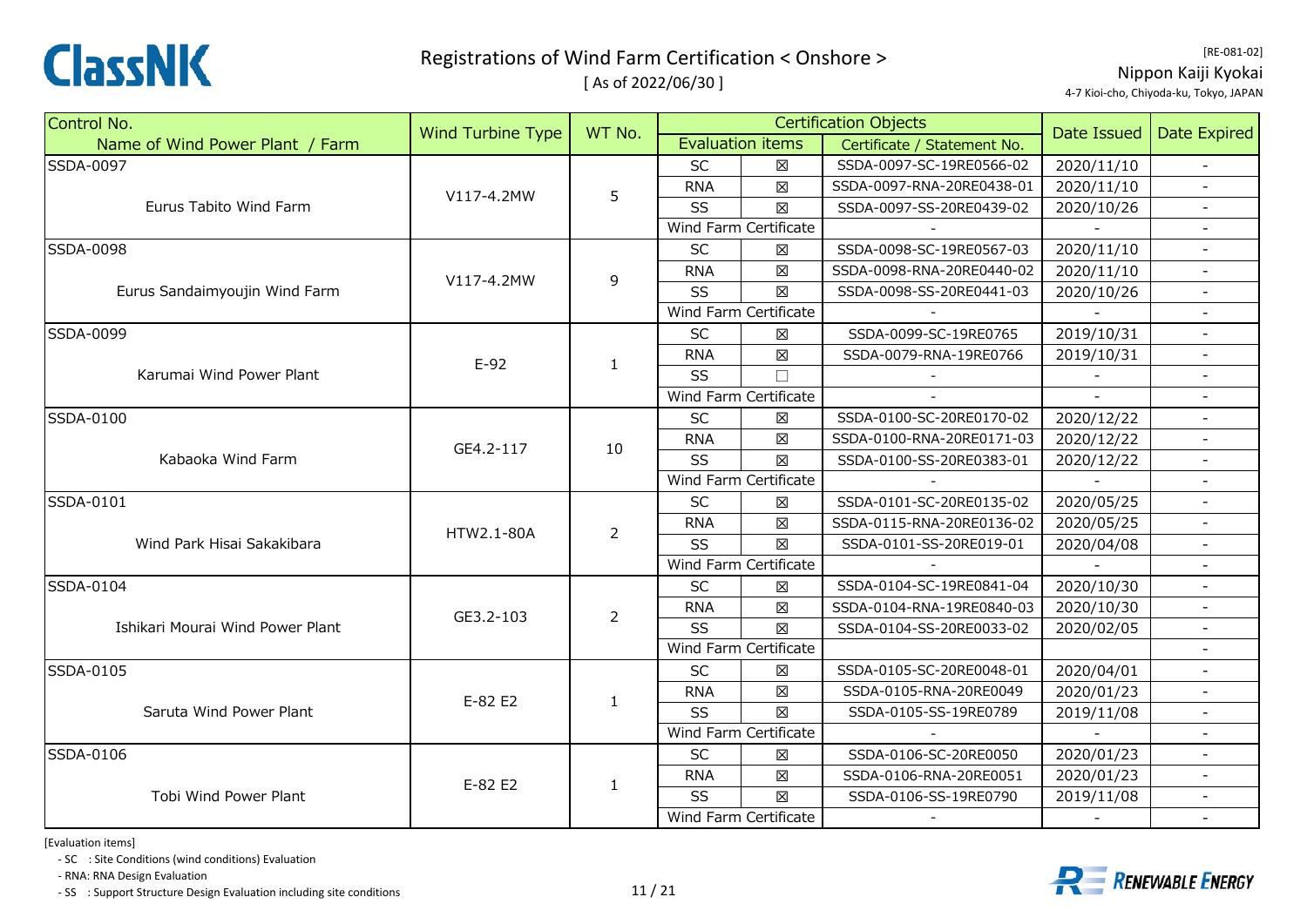# Registrations of Wind Farm Certification < Onshore >

[ As of 2022/06/30 ]

[RE-081-02]

Nippon Kaiji Kyokai

4-7 Kioi-cho, Chiyoda-ku, Tokyo, JAPAN

| Control No. / Name of Wind Power Plant / Farm | Wind Turbine Type | WT No. | Evaluation items | | Certificate / Statement No. | Date Issued | Date Expired |
|---|---|---|---|---|---|---|---|
| SSDA-0097 Eurus Tabito Wind Farm | V117-4.2MW | 5 | SC | ☒ | SSDA-0097-SC-19RE0566-02 | 2020/11/10 | - |
| | | | RNA | ☒ | SSDA-0097-RNA-20RE0438-01 | 2020/11/10 | - |
| | | | SS | ☒ | SSDA-0097-SS-20RE0439-02 | 2020/10/26 | - |
| | | | Wind Farm Certificate | | - | - | - |
| SSDA-0098 Eurus Sandaimyoujin Wind Farm | V117-4.2MW | 9 | SC | ☒ | SSDA-0098-SC-19RE0567-03 | 2020/11/10 | - |
| | | | RNA | ☒ | SSDA-0098-RNA-20RE0440-02 | 2020/11/10 | - |
| | | | SS | ☒ | SSDA-0098-SS-20RE0441-03 | 2020/10/26 | - |
| | | | Wind Farm Certificate | | - | - | - |
| SSDA-0099 Karumai Wind Power Plant | E-92 | 1 | SC | ☒ | SSDA-0099-SC-19RE0765 | 2019/10/31 | - |
| | | | RNA | ☒ | SSDA-0079-RNA-19RE0766 | 2019/10/31 | - |
| | | | SS | ☐ | - | - | - |
| | | | Wind Farm Certificate | | - | - | - |
| SSDA-0100 Kabaoka Wind Farm | GE4.2-117 | 10 | SC | ☒ | SSDA-0100-SC-20RE0170-02 | 2020/12/22 | - |
| | | | RNA | ☒ | SSDA-0100-RNA-20RE0171-03 | 2020/12/22 | - |
| | | | SS | ☒ | SSDA-0100-SS-20RE0383-01 | 2020/12/22 | - |
| | | | Wind Farm Certificate | | - | - | - |
| SSDA-0101 Wind Park Hisai Sakakibara | HTW2.1-80A | 2 | SC | ☒ | SSDA-0101-SC-20RE0135-02 | 2020/05/25 | - |
| | | | RNA | ☒ | SSDA-0115-RNA-20RE0136-02 | 2020/05/25 | - |
| | | | SS | ☒ | SSDA-0101-SS-20RE019-01 | 2020/04/08 | - |
| | | | Wind Farm Certificate | | - | - | - |
| SSDA-0104 Ishikari Mourai Wind Power Plant | GE3.2-103 | 2 | SC | ☒ | SSDA-0104-SC-19RE0841-04 | 2020/10/30 | - |
| | | | RNA | ☒ | SSDA-0104-RNA-19RE0840-03 | 2020/10/30 | - |
| | | | SS | ☒ | SSDA-0104-SS-20RE0033-02 | 2020/02/05 | - |
| | | | Wind Farm Certificate | | | | - |
| SSDA-0105 Saruta Wind Power Plant | E-82 E2 | 1 | SC | ☒ | SSDA-0105-SC-20RE0048-01 | 2020/04/01 | - |
| | | | RNA | ☒ | SSDA-0105-RNA-20RE0049 | 2020/01/23 | - |
| | | | SS | ☒ | SSDA-0105-SS-19RE0789 | 2019/11/08 | - |
| | | | Wind Farm Certificate | | - | - | - |
| SSDA-0106 Tobi Wind Power Plant | E-82 E2 | 1 | SC | ☒ | SSDA-0106-SC-20RE0050 | 2020/01/23 | - |
| | | | RNA | ☒ | SSDA-0106-RNA-20RE0051 | 2020/01/23 | - |
| | | | SS | ☒ | SSDA-0106-SS-19RE0790 | 2019/11/08 | - |
| | | | Wind Farm Certificate | | - | - | - |

[Evaluation items]

- SC : Site Conditions (wind conditions) Evaluation
- RNA: RNA Design Evaluation
- SS : Support Structure Design Evaluation including site conditions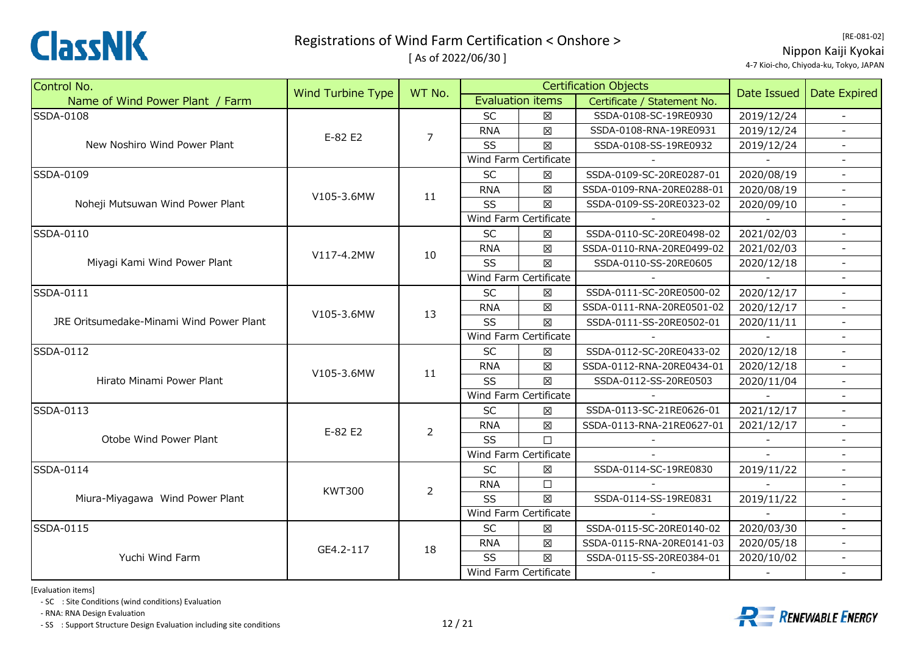# Registrations of Wind Farm Certification < Onshore >

[ As of 2022/06/30 ]

[RE-081-02]

Nippon Kaiji Kyokai

4-7 Kioi-cho, Chiyoda-ku, Tokyo, JAPAN

| Control No. / Name of Wind Power Plant / Farm | Wind Turbine Type | WT No. | Certification Objects: Evaluation items | | Certificate / Statement No. | Date Issued | Date Expired |
|---|---|---|---|---|---|---|---|
| SSDA-0108 New Noshiro Wind Power Plant | E-82 E2 | 7 | SC | ☒ | SSDA-0108-SC-19RE0930 | 2019/12/24 | - |
| | | | RNA | ☒ | SSDA-0108-RNA-19RE0931 | 2019/12/24 | - |
| | | | SS | ☒ | SSDA-0108-SS-19RE0932 | 2019/12/24 | - |
| | | | Wind Farm Certificate | | - | - | - |
| SSDA-0109 Noheji Mutsuwan Wind Power Plant | V105-3.6MW | 11 | SC | ☒ | SSDA-0109-SC-20RE0287-01 | 2020/08/19 | - |
| | | | RNA | ☒ | SSDA-0109-RNA-20RE0288-01 | 2020/08/19 | - |
| | | | SS | ☒ | SSDA-0109-SS-20RE0323-02 | 2020/09/10 | - |
| | | | Wind Farm Certificate | | - | - | - |
| SSDA-0110 Miyagi Kami Wind Power Plant | V117-4.2MW | 10 | SC | ☒ | SSDA-0110-SC-20RE0498-02 | 2021/02/03 | - |
| | | | RNA | ☒ | SSDA-0110-RNA-20RE0499-02 | 2021/02/03 | - |
| | | | SS | ☒ | SSDA-0110-SS-20RE0605 | 2020/12/18 | - |
| | | | Wind Farm Certificate | | - | - | - |
| SSDA-0111 JRE Oritsumedake-Minami Wind Power Plant | V105-3.6MW | 13 | SC | ☒ | SSDA-0111-SC-20RE0500-02 | 2020/12/17 | - |
| | | | RNA | ☒ | SSDA-0111-RNA-20RE0501-02 | 2020/12/17 | - |
| | | | SS | ☒ | SSDA-0111-SS-20RE0502-01 | 2020/11/11 | - |
| | | | Wind Farm Certificate | | - | - | - |
| SSDA-0112 Hirato Minami Power Plant | V105-3.6MW | 11 | SC | ☒ | SSDA-0112-SC-20RE0433-02 | 2020/12/18 | - |
| | | | RNA | ☒ | SSDA-0112-RNA-20RE0434-01 | 2020/12/18 | - |
| | | | SS | ☒ | SSDA-0112-SS-20RE0503 | 2020/11/04 | - |
| | | | Wind Farm Certificate | | - | - | - |
| SSDA-0113 Otobe Wind Power Plant | E-82 E2 | 2 | SC | ☒ | SSDA-0113-SC-21RE0626-01 | 2021/12/17 | - |
| | | | RNA | ☒ | SSDA-0113-RNA-21RE0627-01 | 2021/12/17 | - |
| | | | SS | ☐ | - | - | - |
| | | | Wind Farm Certificate | | - | - | - |
| SSDA-0114 Miura-Miyagawa Wind Power Plant | KWT300 | 2 | SC | ☒ | SSDA-0114-SC-19RE0830 | 2019/11/22 | - |
| | | | RNA | ☐ | - | - | - |
| | | | SS | ☒ | SSDA-0114-SS-19RE0831 | 2019/11/22 | - |
| | | | Wind Farm Certificate | | - | - | - |
| SSDA-0115 Yuchi Wind Farm | GE4.2-117 | 18 | SC | ☒ | SSDA-0115-SC-20RE0140-02 | 2020/03/30 | - |
| | | | RNA | ☒ | SSDA-0115-RNA-20RE0141-03 | 2020/05/18 | - |
| | | | SS | ☒ | SSDA-0115-SS-20RE0384-01 | 2020/10/02 | - |
| | | | Wind Farm Certificate | | - | - | - |

[Evaluation items]

- SC : Site Conditions (wind conditions) Evaluation
- RNA: RNA Design Evaluation
- SS : Support Structure Design Evaluation including site conditions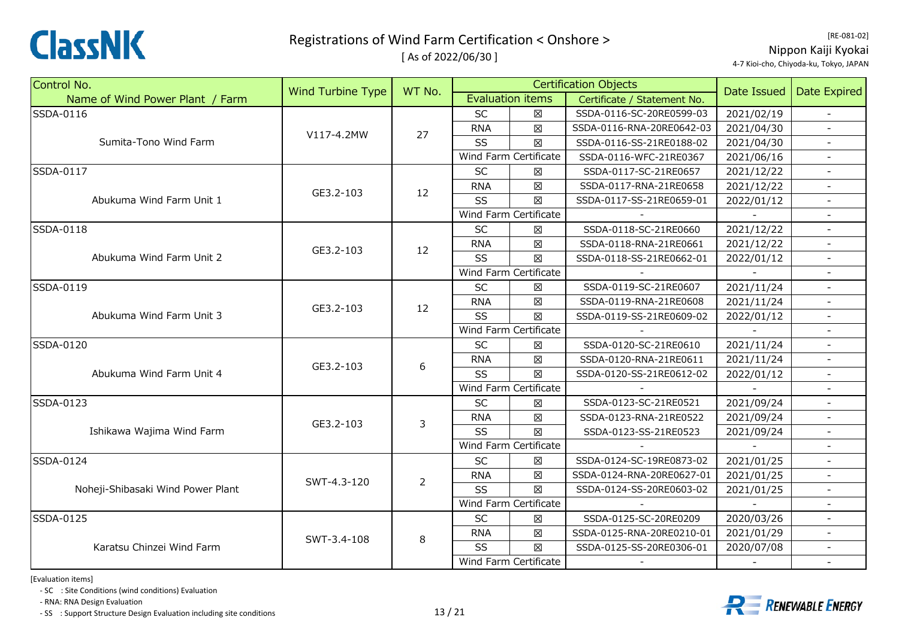# Registrations of Wind Farm Certification < Onshore >

[ As of 2022/06/30 ]

[RE-081-02]

Nippon Kaiji Kyokai

4-7 Kioi-cho, Chiyoda-ku, Tokyo, JAPAN

| Control No. / Name of Wind Power Plant / Farm | Wind Turbine Type | WT No. | Certification Objects | | | Date Issued | Date Expired |
|---|---|---|---|---|---|---|---|
| | | | Evaluation items | | Certificate / Statement No. | | |
| SSDA-0116 Sumita-Tono Wind Farm | V117-4.2MW | 27 | SC | ☒ | SSDA-0116-SC-20RE0599-03 | 2021/02/19 | - |
| | | | RNA | ☒ | SSDA-0116-RNA-20RE0642-03 | 2021/04/30 | - |
| | | | SS | ☒ | SSDA-0116-SS-21RE0188-02 | 2021/04/30 | - |
| | | | Wind Farm Certificate | | SSDA-0116-WFC-21RE0367 | 2021/06/16 | - |
| SSDA-0117 Abukuma Wind Farm Unit 1 | GE3.2-103 | 12 | SC | ☒ | SSDA-0117-SC-21RE0657 | 2021/12/22 | - |
| | | | RNA | ☒ | SSDA-0117-RNA-21RE0658 | 2021/12/22 | - |
| | | | SS | ☒ | SSDA-0117-SS-21RE0659-01 | 2022/01/12 | - |
| | | | Wind Farm Certificate | | - | - | - |
| SSDA-0118 Abukuma Wind Farm Unit 2 | GE3.2-103 | 12 | SC | ☒ | SSDA-0118-SC-21RE0660 | 2021/12/22 | - |
| | | | RNA | ☒ | SSDA-0118-RNA-21RE0661 | 2021/12/22 | - |
| | | | SS | ☒ | SSDA-0118-SS-21RE0662-01 | 2022/01/12 | - |
| | | | Wind Farm Certificate | | - | - | - |
| SSDA-0119 Abukuma Wind Farm Unit 3 | GE3.2-103 | 12 | SC | ☒ | SSDA-0119-SC-21RE0607 | 2021/11/24 | - |
| | | | RNA | ☒ | SSDA-0119-RNA-21RE0608 | 2021/11/24 | - |
| | | | SS | ☒ | SSDA-0119-SS-21RE0609-02 | 2022/01/12 | - |
| | | | Wind Farm Certificate | | - | - | - |
| SSDA-0120 Abukuma Wind Farm Unit 4 | GE3.2-103 | 6 | SC | ☒ | SSDA-0120-SC-21RE0610 | 2021/11/24 | - |
| | | | RNA | ☒ | SSDA-0120-RNA-21RE0611 | 2021/11/24 | - |
| | | | SS | ☒ | SSDA-0120-SS-21RE0612-02 | 2022/01/12 | - |
| | | | Wind Farm Certificate | | - | - | - |
| SSDA-0123 Ishikawa Wajima Wind Farm | GE3.2-103 | 3 | SC | ☒ | SSDA-0123-SC-21RE0521 | 2021/09/24 | - |
| | | | RNA | ☒ | SSDA-0123-RNA-21RE0522 | 2021/09/24 | - |
| | | | SS | ☒ | SSDA-0123-SS-21RE0523 | 2021/09/24 | - |
| | | | Wind Farm Certificate | | - | - | - |
| SSDA-0124 Noheji-Shibasaki Wind Power Plant | SWT-4.3-120 | 2 | SC | ☒ | SSDA-0124-SC-19RE0873-02 | 2021/01/25 | - |
| | | | RNA | ☒ | SSDA-0124-RNA-20RE0627-01 | 2021/01/25 | - |
| | | | SS | ☒ | SSDA-0124-SS-20RE0603-02 | 2021/01/25 | - |
| | | | Wind Farm Certificate | | - | - | - |
| SSDA-0125 Karatsu Chinzei Wind Farm | SWT-3.4-108 | 8 | SC | ☒ | SSDA-0125-SC-20RE0209 | 2020/03/26 | - |
| | | | RNA | ☒ | SSDA-0125-RNA-20RE0210-01 | 2021/01/29 | - |
| | | | SS | ☒ | SSDA-0125-SS-20RE0306-01 | 2020/07/08 | - |
| | | | Wind Farm Certificate | | - | - | - |

[Evaluation items]

- SC : Site Conditions (wind conditions) Evaluation
- RNA: RNA Design Evaluation
- SS : Support Structure Design Evaluation including site conditions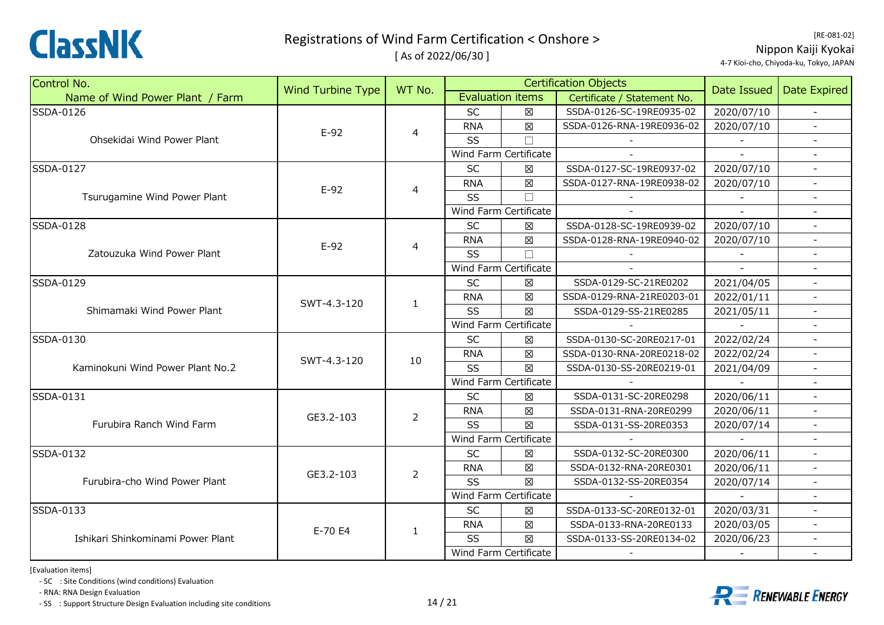# Registrations of Wind Farm Certification < Onshore >

[ As of 2022/06/30 ]

[RE-081-02]

Nippon Kaiji Kyokai

4-7 Kioi-cho, Chiyoda-ku, Tokyo, JAPAN

| Control No. / Name of Wind Power Plant / Farm | Wind Turbine Type | WT No. | Certification Objects | | | Date Issued | Date Expired |
|---|---|---|---|---|---|---|---|
| | | | Evaluation items | | Certificate / Statement No. | | |
| SSDA-0126 | E-92 | 4 | SC | ☒ | SSDA-0126-SC-19RE0935-02 | 2020/07/10 | - |
| Ohsekidai Wind Power Plant | | | RNA | ☒ | SSDA-0126-RNA-19RE0936-02 | 2020/07/10 | - |
| | | | SS | ☐ | - | - | - |
| | | | Wind Farm Certificate | | - | - | - |
| SSDA-0127 | E-92 | 4 | SC | ☒ | SSDA-0127-SC-19RE0937-02 | 2020/07/10 | - |
| Tsurugamine Wind Power Plant | | | RNA | ☒ | SSDA-0127-RNA-19RE0938-02 | 2020/07/10 | - |
| | | | SS | ☐ | - | - | - |
| | | | Wind Farm Certificate | | - | - | - |
| SSDA-0128 | E-92 | 4 | SC | ☒ | SSDA-0128-SC-19RE0939-02 | 2020/07/10 | - |
| Zatouzuka Wind Power Plant | | | RNA | ☒ | SSDA-0128-RNA-19RE0940-02 | 2020/07/10 | - |
| | | | SS | ☐ | - | - | - |
| | | | Wind Farm Certificate | | - | - | - |
| SSDA-0129 | SWT-4.3-120 | 1 | SC | ☒ | SSDA-0129-SC-21RE0202 | 2021/04/05 | - |
| Shimamaki Wind Power Plant | | | RNA | ☒ | SSDA-0129-RNA-21RE0203-01 | 2022/01/11 | - |
| | | | SS | ☒ | SSDA-0129-SS-21RE0285 | 2021/05/11 | - |
| | | | Wind Farm Certificate | | - | - | - |
| SSDA-0130 | SWT-4.3-120 | 10 | SC | ☒ | SSDA-0130-SC-20RE0217-01 | 2022/02/24 | - |
| Kaminokuni Wind Power Plant No.2 | | | RNA | ☒ | SSDA-0130-RNA-20RE0218-02 | 2022/02/24 | - |
| | | | SS | ☒ | SSDA-0130-SS-20RE0219-01 | 2021/04/09 | - |
| | | | Wind Farm Certificate | | - | - | - |
| SSDA-0131 | GE3.2-103 | 2 | SC | ☒ | SSDA-0131-SC-20RE0298 | 2020/06/11 | - |
| Furubira Ranch Wind Farm | | | RNA | ☒ | SSDA-0131-RNA-20RE0299 | 2020/06/11 | - |
| | | | SS | ☒ | SSDA-0131-SS-20RE0353 | 2020/07/14 | - |
| | | | Wind Farm Certificate | | - | - | - |
| SSDA-0132 | GE3.2-103 | 2 | SC | ☒ | SSDA-0132-SC-20RE0300 | 2020/06/11 | - |
| Furubira-cho Wind Power Plant | | | RNA | ☒ | SSDA-0132-RNA-20RE0301 | 2020/06/11 | - |
| | | | SS | ☒ | SSDA-0132-SS-20RE0354 | 2020/07/14 | - |
| | | | Wind Farm Certificate | | - | - | - |
| SSDA-0133 | E-70 E4 | 1 | SC | ☒ | SSDA-0133-SC-20RE0132-01 | 2020/03/31 | - |
| Ishikari Shinkominami Power Plant | | | RNA | ☒ | SSDA-0133-RNA-20RE0133 | 2020/03/05 | - |
| | | | SS | ☒ | SSDA-0133-SS-20RE0134-02 | 2020/06/23 | - |
| | | | Wind Farm Certificate | | - | - | - |

[Evaluation items]
- SC : Site Conditions (wind conditions) Evaluation
- RNA: RNA Design Evaluation
- SS : Support Structure Design Evaluation including site conditions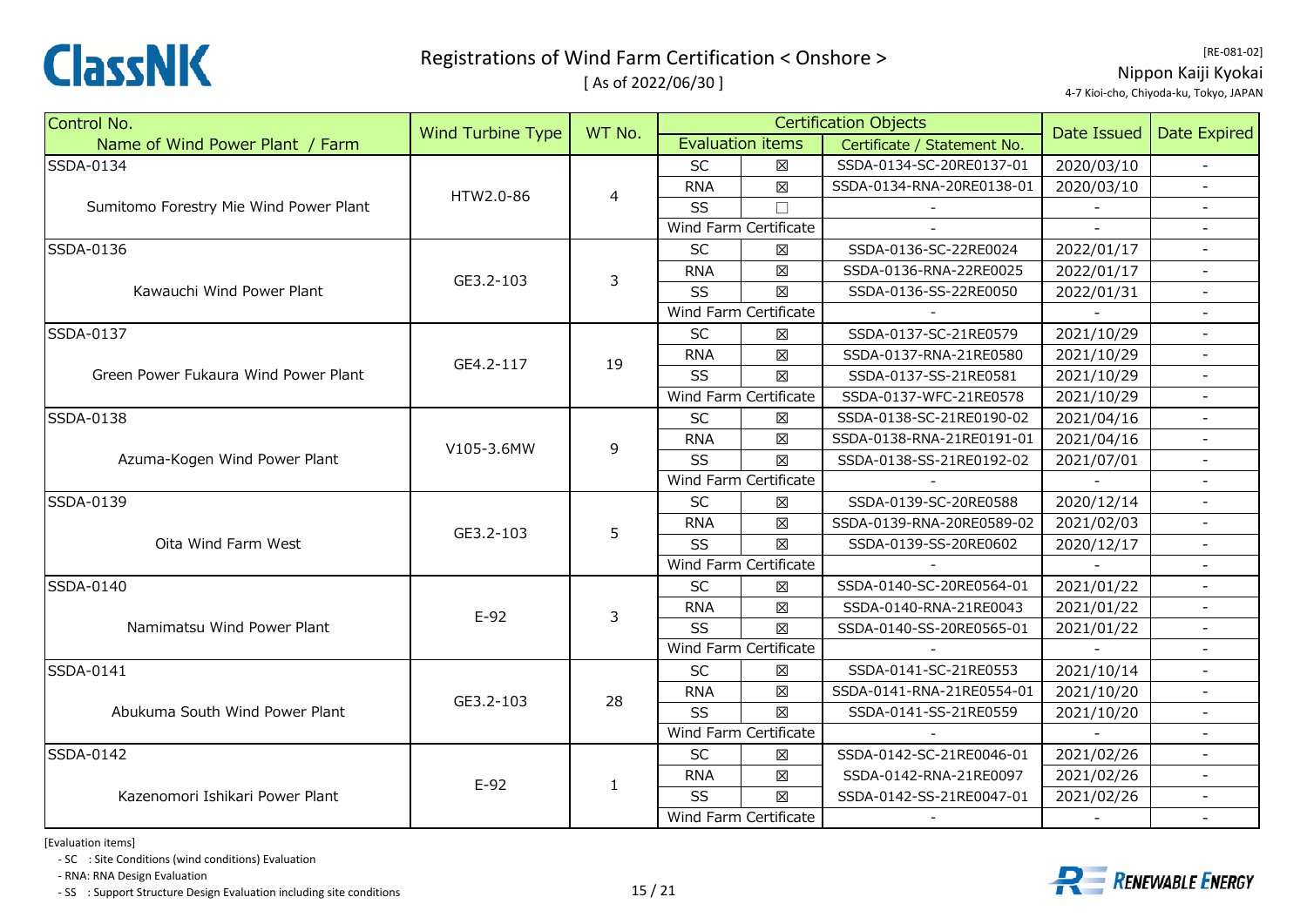# Registrations of Wind Farm Certification < Onshore >

[ As of 2022/06/30 ]

[RE-081-02]

Nippon Kaiji Kyokai

4-7 Kioi-cho, Chiyoda-ku, Tokyo, JAPAN

| Control No. / Name of Wind Power Plant / Farm | Wind Turbine Type | WT No. | Certification Objects: Evaluation items | | Certification Objects: Certificate / Statement No. | Date Issued | Date Expired |
|---|---|---|---|---|---|---|---|
| SSDA-0134 | HTW2.0-86 | 4 | SC | ☒ | SSDA-0134-SC-20RE0137-01 | 2020/03/10 | - |
| Sumitomo Forestry Mie Wind Power Plant | | | RNA | ☒ | SSDA-0134-RNA-20RE0138-01 | 2020/03/10 | - |
| | | | SS | ☐ | - | - | - |
| | | | Wind Farm Certificate | | - | - | - |
| SSDA-0136 | GE3.2-103 | 3 | SC | ☒ | SSDA-0136-SC-22RE0024 | 2022/01/17 | - |
| Kawauchi Wind Power Plant | | | RNA | ☒ | SSDA-0136-RNA-22RE0025 | 2022/01/17 | - |
| | | | SS | ☒ | SSDA-0136-SS-22RE0050 | 2022/01/31 | - |
| | | | Wind Farm Certificate | | - | - | - |
| SSDA-0137 | GE4.2-117 | 19 | SC | ☒ | SSDA-0137-SC-21RE0579 | 2021/10/29 | - |
| Green Power Fukaura Wind Power Plant | | | RNA | ☒ | SSDA-0137-RNA-21RE0580 | 2021/10/29 | - |
| | | | SS | ☒ | SSDA-0137-SS-21RE0581 | 2021/10/29 | - |
| | | | Wind Farm Certificate | | SSDA-0137-WFC-21RE0578 | 2021/10/29 | - |
| SSDA-0138 | V105-3.6MW | 9 | SC | ☒ | SSDA-0138-SC-21RE0190-02 | 2021/04/16 | - |
| Azuma-Kogen Wind Power Plant | | | RNA | ☒ | SSDA-0138-RNA-21RE0191-01 | 2021/04/16 | - |
| | | | SS | ☒ | SSDA-0138-SS-21RE0192-02 | 2021/07/01 | - |
| | | | Wind Farm Certificate | | - | - | - |
| SSDA-0139 | GE3.2-103 | 5 | SC | ☒ | SSDA-0139-SC-20RE0588 | 2020/12/14 | - |
| Oita Wind Farm West | | | RNA | ☒ | SSDA-0139-RNA-20RE0589-02 | 2021/02/03 | - |
| | | | SS | ☒ | SSDA-0139-SS-20RE0602 | 2020/12/17 | - |
| | | | Wind Farm Certificate | | - | - | - |
| SSDA-0140 | E-92 | 3 | SC | ☒ | SSDA-0140-SC-20RE0564-01 | 2021/01/22 | - |
| Namimatsu Wind Power Plant | | | RNA | ☒ | SSDA-0140-RNA-21RE0043 | 2021/01/22 | - |
| | | | SS | ☒ | SSDA-0140-SS-20RE0565-01 | 2021/01/22 | - |
| | | | Wind Farm Certificate | | - | - | - |
| SSDA-0141 | GE3.2-103 | 28 | SC | ☒ | SSDA-0141-SC-21RE0553 | 2021/10/14 | - |
| Abukuma South Wind Power Plant | | | RNA | ☒ | SSDA-0141-RNA-21RE0554-01 | 2021/10/20 | - |
| | | | SS | ☒ | SSDA-0141-SS-21RE0559 | 2021/10/20 | - |
| | | | Wind Farm Certificate | | - | - | - |
| SSDA-0142 | E-92 | 1 | SC | ☒ | SSDA-0142-SC-21RE0046-01 | 2021/02/26 | - |
| Kazenomori Ishikari Power Plant | | | RNA | ☒ | SSDA-0142-RNA-21RE0097 | 2021/02/26 | - |
| | | | SS | ☒ | SSDA-0142-SS-21RE0047-01 | 2021/02/26 | - |
| | | | Wind Farm Certificate | | - | - | - |

[Evaluation items]

- SC : Site Conditions (wind conditions) Evaluation
- RNA: RNA Design Evaluation
- SS : Support Structure Design Evaluation including site conditions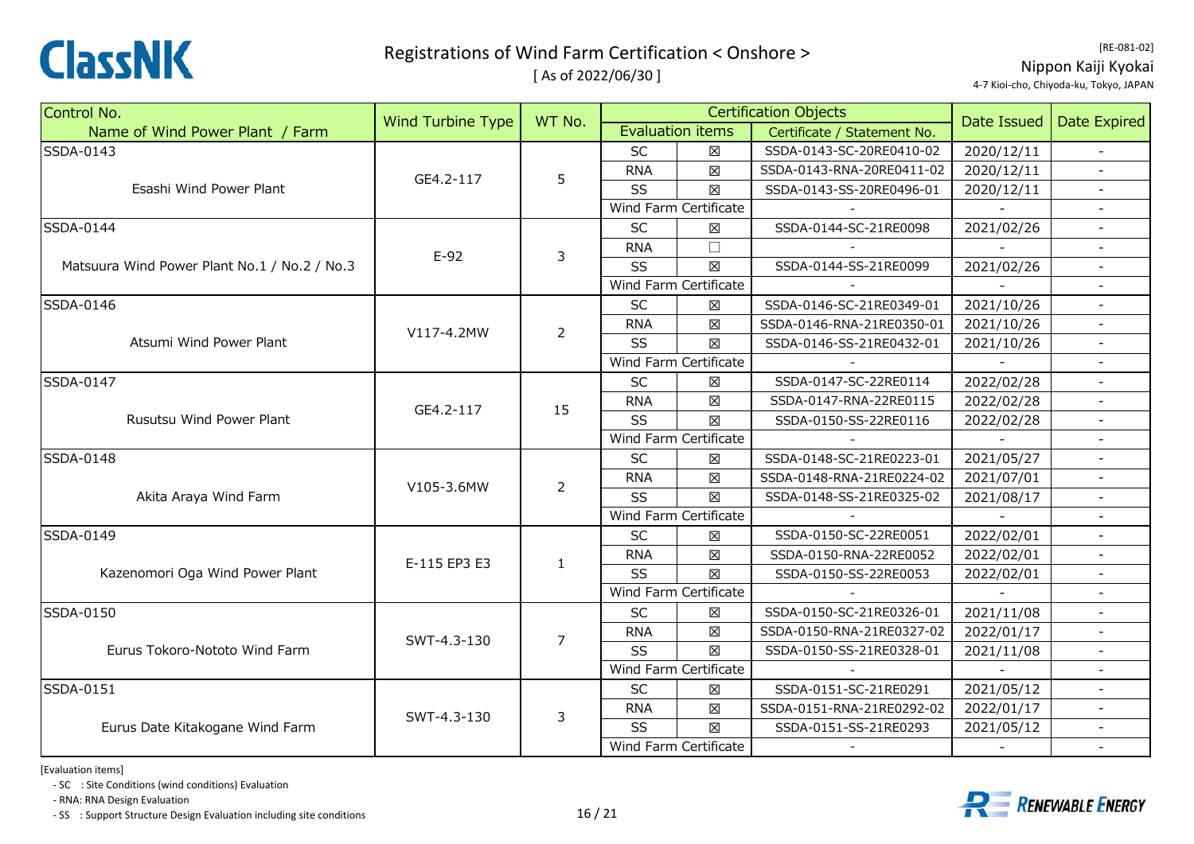# Registrations of Wind Farm Certification < Onshore >

[ As of 2022/06/30 ]

[RE-081-02]

Nippon Kaiji Kyokai

4-7 Kioi-cho, Chiyoda-ku, Tokyo, JAPAN

| Control No. / Name of Wind Power Plant / Farm | Wind Turbine Type | WT No. | Certification Objects: Evaluation items | | Certificate / Statement No. | Date Issued | Date Expired |
|---|---|---|---|---|---|---|---|
| SSDA-0143 | GE4.2-117 | 5 | SC | ☒ | SSDA-0143-SC-20RE0410-02 | 2020/12/11 | - |
| Esashi Wind Power Plant | | | RNA | ☒ | SSDA-0143-RNA-20RE0411-02 | 2020/12/11 | - |
| | | | SS | ☒ | SSDA-0143-SS-20RE0496-01 | 2020/12/11 | - |
| | | | Wind Farm Certificate | | - | - | - |
| SSDA-0144 | E-92 | 3 | SC | ☒ | SSDA-0144-SC-21RE0098 | 2021/02/26 | - |
| Matsuura Wind Power Plant No.1 / No.2 / No.3 | | | RNA | ☐ | - | - | - |
| | | | SS | ☒ | SSDA-0144-SS-21RE0099 | 2021/02/26 | - |
| | | | Wind Farm Certificate | | - | - | - |
| SSDA-0146 | V117-4.2MW | 2 | SC | ☒ | SSDA-0146-SC-21RE0349-01 | 2021/10/26 | - |
| Atsumi Wind Power Plant | | | RNA | ☒ | SSDA-0146-RNA-21RE0350-01 | 2021/10/26 | - |
| | | | SS | ☒ | SSDA-0146-SS-21RE0432-01 | 2021/10/26 | - |
| | | | Wind Farm Certificate | | - | - | - |
| SSDA-0147 | GE4.2-117 | 15 | SC | ☒ | SSDA-0147-SC-22RE0114 | 2022/02/28 | - |
| Rusutsu Wind Power Plant | | | RNA | ☒ | SSDA-0147-RNA-22RE0115 | 2022/02/28 | - |
| | | | SS | ☒ | SSDA-0150-SS-22RE0116 | 2022/02/28 | - |
| | | | Wind Farm Certificate | | - | - | - |
| SSDA-0148 | V105-3.6MW | 2 | SC | ☒ | SSDA-0148-SC-21RE0223-01 | 2021/05/27 | - |
| Akita Araya Wind Farm | | | RNA | ☒ | SSDA-0148-RNA-21RE0224-02 | 2021/07/01 | - |
| | | | SS | ☒ | SSDA-0148-SS-21RE0325-02 | 2021/08/17 | - |
| | | | Wind Farm Certificate | | - | - | - |
| SSDA-0149 | E-115 EP3 E3 | 1 | SC | ☒ | SSDA-0150-SC-22RE0051 | 2022/02/01 | - |
| Kazenomori Oga Wind Power Plant | | | RNA | ☒ | SSDA-0150-RNA-22RE0052 | 2022/02/01 | - |
| | | | SS | ☒ | SSDA-0150-SS-22RE0053 | 2022/02/01 | - |
| | | | Wind Farm Certificate | | - | - | - |
| SSDA-0150 | SWT-4.3-130 | 7 | SC | ☒ | SSDA-0150-SC-21RE0326-01 | 2021/11/08 | - |
| Eurus Tokoro-Nototo Wind Farm | | | RNA | ☒ | SSDA-0150-RNA-21RE0327-02 | 2022/01/17 | - |
| | | | SS | ☒ | SSDA-0150-SS-21RE0328-01 | 2021/11/08 | - |
| | | | Wind Farm Certificate | | - | - | - |
| SSDA-0151 | SWT-4.3-130 | 3 | SC | ☒ | SSDA-0151-SC-21RE0291 | 2021/05/12 | - |
| Eurus Date Kitakogane Wind Farm | | | RNA | ☒ | SSDA-0151-RNA-21RE0292-02 | 2022/01/17 | - |
| | | | SS | ☒ | SSDA-0151-SS-21RE0293 | 2021/05/12 | - |
| | | | Wind Farm Certificate | | - | - | - |

[Evaluation items]

- SC : Site Conditions (wind conditions) Evaluation
- RNA: RNA Design Evaluation
- SS : Support Structure Design Evaluation including site conditions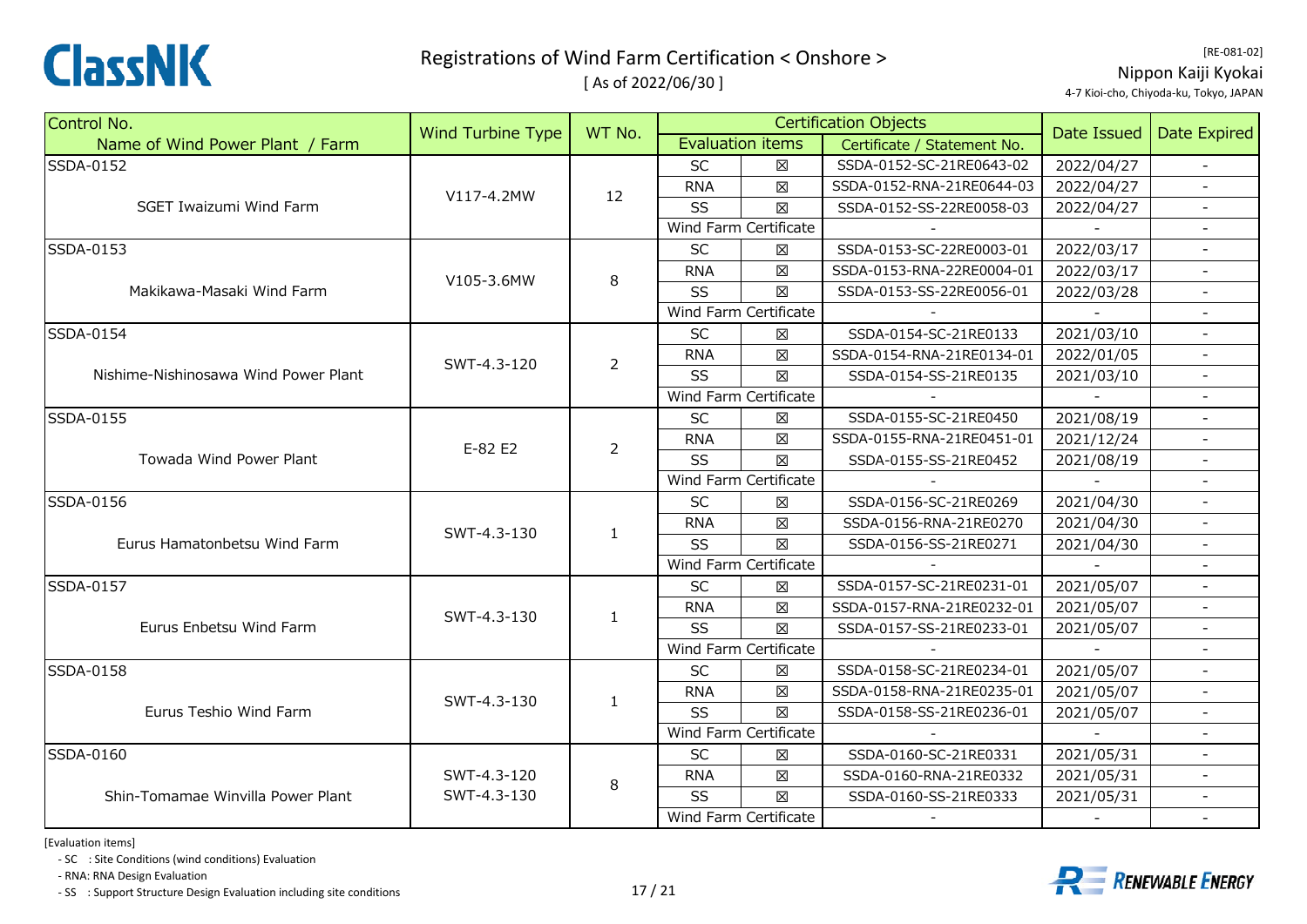# Registrations of Wind Farm Certification < Onshore >

[ As of 2022/06/30 ]

[RE-081-02]

Nippon Kaiji Kyokai

4-7 Kioi-cho, Chiyoda-ku, Tokyo, JAPAN

| Control No. / Name of Wind Power Plant / Farm | Wind Turbine Type | WT No. | Certification Objects | | | Date Issued | Date Expired |
|---|---|---|---|---|---|---|---|
| | | | Evaluation items | | Certificate / Statement No. | | |
| SSDA-0152 SGET Iwaizumi Wind Farm | V117-4.2MW | 12 | SC | ☒ | SSDA-0152-SC-21RE0643-02 | 2022/04/27 | - |
| | | | RNA | ☒ | SSDA-0152-RNA-21RE0644-03 | 2022/04/27 | - |
| | | | SS | ☒ | SSDA-0152-SS-22RE0058-03 | 2022/04/27 | - |
| | | | Wind Farm Certificate | | - | - | - |
| SSDA-0153 Makikawa-Masaki Wind Farm | V105-3.6MW | 8 | SC | ☒ | SSDA-0153-SC-22RE0003-01 | 2022/03/17 | - |
| | | | RNA | ☒ | SSDA-0153-RNA-22RE0004-01 | 2022/03/17 | - |
| | | | SS | ☒ | SSDA-0153-SS-22RE0056-01 | 2022/03/28 | - |
| | | | Wind Farm Certificate | | - | - | - |
| SSDA-0154 Nishime-Nishinosawa Wind Power Plant | SWT-4.3-120 | 2 | SC | ☒ | SSDA-0154-SC-21RE0133 | 2021/03/10 | - |
| | | | RNA | ☒ | SSDA-0154-RNA-21RE0134-01 | 2022/01/05 | - |
| | | | SS | ☒ | SSDA-0154-SS-21RE0135 | 2021/03/10 | - |
| | | | Wind Farm Certificate | | - | - | - |
| SSDA-0155 Towada Wind Power Plant | E-82 E2 | 2 | SC | ☒ | SSDA-0155-SC-21RE0450 | 2021/08/19 | - |
| | | | RNA | ☒ | SSDA-0155-RNA-21RE0451-01 | 2021/12/24 | - |
| | | | SS | ☒ | SSDA-0155-SS-21RE0452 | 2021/08/19 | - |
| | | | Wind Farm Certificate | | - | - | - |
| SSDA-0156 Eurus Hamatonbetsu Wind Farm | SWT-4.3-130 | 1 | SC | ☒ | SSDA-0156-SC-21RE0269 | 2021/04/30 | - |
| | | | RNA | ☒ | SSDA-0156-RNA-21RE0270 | 2021/04/30 | - |
| | | | SS | ☒ | SSDA-0156-SS-21RE0271 | 2021/04/30 | - |
| | | | Wind Farm Certificate | | - | - | - |
| SSDA-0157 Eurus Enbetsu Wind Farm | SWT-4.3-130 | 1 | SC | ☒ | SSDA-0157-SC-21RE0231-01 | 2021/05/07 | - |
| | | | RNA | ☒ | SSDA-0157-RNA-21RE0232-01 | 2021/05/07 | - |
| | | | SS | ☒ | SSDA-0157-SS-21RE0233-01 | 2021/05/07 | - |
| | | | Wind Farm Certificate | | - | - | - |
| SSDA-0158 Eurus Teshio Wind Farm | SWT-4.3-130 | 1 | SC | ☒ | SSDA-0158-SC-21RE0234-01 | 2021/05/07 | - |
| | | | RNA | ☒ | SSDA-0158-RNA-21RE0235-01 | 2021/05/07 | - |
| | | | SS | ☒ | SSDA-0158-SS-21RE0236-01 | 2021/05/07 | - |
| | | | Wind Farm Certificate | | - | - | - |
| SSDA-0160 Shin-Tomamae Winvilla Power Plant | SWT-4.3-120<br>SWT-4.3-130 | 8 | SC | ☒ | SSDA-0160-SC-21RE0331 | 2021/05/31 | - |
| | | | RNA | ☒ | SSDA-0160-RNA-21RE0332 | 2021/05/31 | - |
| | | | SS | ☒ | SSDA-0160-SS-21RE0333 | 2021/05/31 | - |
| | | | Wind Farm Certificate | | - | - | - |

[Evaluation items]

- SC : Site Conditions (wind conditions) Evaluation
- RNA: RNA Design Evaluation
- SS : Support Structure Design Evaluation including site conditions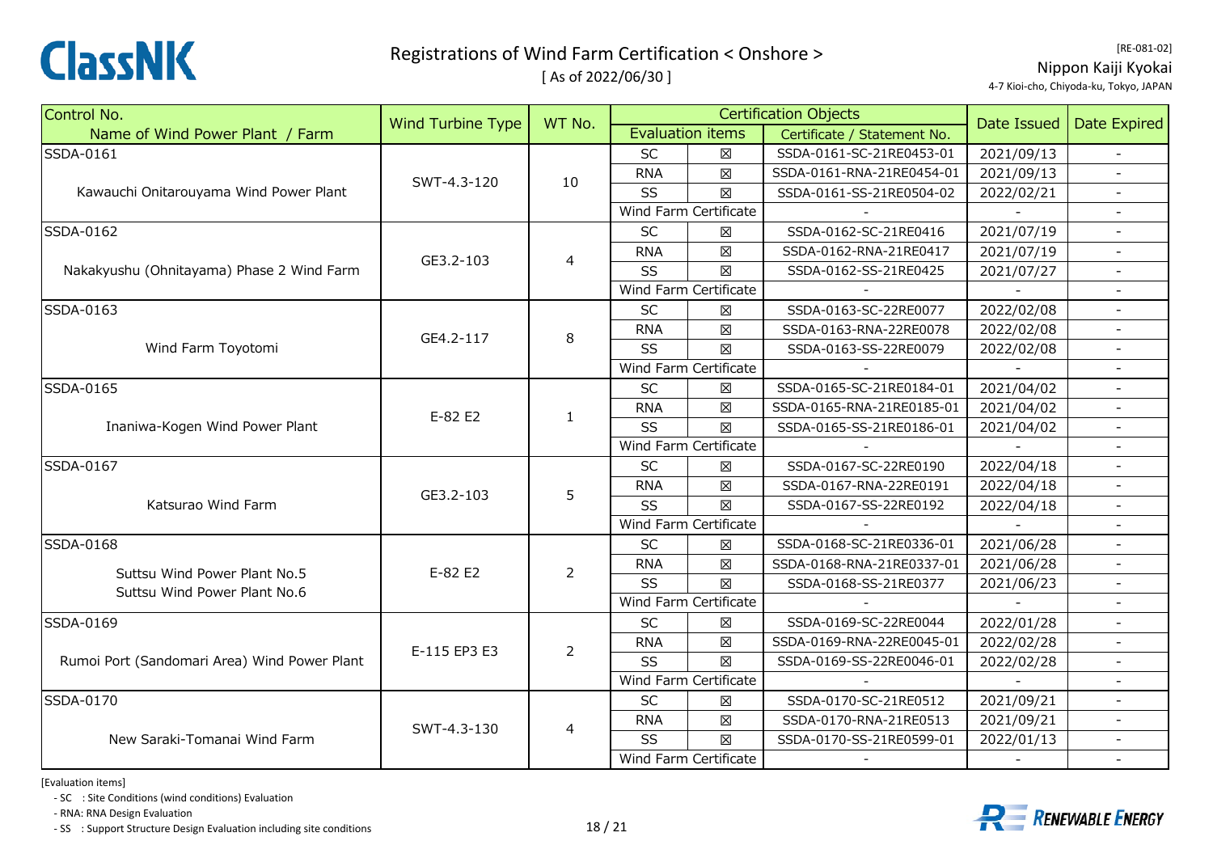# Registrations of Wind Farm Certification < Onshore >

[ As of 2022/06/30 ]

[RE-081-02]

Nippon Kaiji Kyokai

4-7 Kioi-cho, Chiyoda-ku, Tokyo, JAPAN

| Control No. / Name of Wind Power Plant / Farm | Wind Turbine Type | WT No. | Certification Objects | | | Date Issued | Date Expired |
|---|---|---|---|---|---|---|---|
| | | | Evaluation items | | Certificate / Statement No. | | |
| SSDA-0161 Kawauchi Onitarouyama Wind Power Plant | SWT-4.3-120 | 10 | SC | ☒ | SSDA-0161-SC-21RE0453-01 | 2021/09/13 | - |
| | | | RNA | ☒ | SSDA-0161-RNA-21RE0454-01 | 2021/09/13 | - |
| | | | SS | ☒ | SSDA-0161-SS-21RE0504-02 | 2022/02/21 | - |
| | | | Wind Farm Certificate | | - | - | - |
| SSDA-0162 Nakakyushu (Ohnitayama) Phase 2 Wind Farm | GE3.2-103 | 4 | SC | ☒ | SSDA-0162-SC-21RE0416 | 2021/07/19 | - |
| | | | RNA | ☒ | SSDA-0162-RNA-21RE0417 | 2021/07/19 | - |
| | | | SS | ☒ | SSDA-0162-SS-21RE0425 | 2021/07/27 | - |
| | | | Wind Farm Certificate | | - | - | - |
| SSDA-0163 Wind Farm Toyotomi | GE4.2-117 | 8 | SC | ☒ | SSDA-0163-SC-22RE0077 | 2022/02/08 | - |
| | | | RNA | ☒ | SSDA-0163-RNA-22RE0078 | 2022/02/08 | - |
| | | | SS | ☒ | SSDA-0163-SS-22RE0079 | 2022/02/08 | - |
| | | | Wind Farm Certificate | | - | - | - |
| SSDA-0165 Inaniwa-Kogen Wind Power Plant | E-82 E2 | 1 | SC | ☒ | SSDA-0165-SC-21RE0184-01 | 2021/04/02 | - |
| | | | RNA | ☒ | SSDA-0165-RNA-21RE0185-01 | 2021/04/02 | - |
| | | | SS | ☒ | SSDA-0165-SS-21RE0186-01 | 2021/04/02 | - |
| | | | Wind Farm Certificate | | - | - | - |
| SSDA-0167 Katsurao Wind Farm | GE3.2-103 | 5 | SC | ☒ | SSDA-0167-SC-22RE0190 | 2022/04/18 | - |
| | | | RNA | ☒ | SSDA-0167-RNA-22RE0191 | 2022/04/18 | - |
| | | | SS | ☒ | SSDA-0167-SS-22RE0192 | 2022/04/18 | - |
| | | | Wind Farm Certificate | | - | - | - |
| SSDA-0168 Suttsu Wind Power Plant No.5 Suttsu Wind Power Plant No.6 | E-82 E2 | 2 | SC | ☒ | SSDA-0168-SC-21RE0336-01 | 2021/06/28 | - |
| | | | RNA | ☒ | SSDA-0168-RNA-21RE0337-01 | 2021/06/28 | - |
| | | | SS | ☒ | SSDA-0168-SS-21RE0377 | 2021/06/23 | - |
| | | | Wind Farm Certificate | | - | - | - |
| SSDA-0169 Rumoi Port (Sandomari Area) Wind Power Plant | E-115 EP3 E3 | 2 | SC | ☒ | SSDA-0169-SC-22RE0044 | 2022/01/28 | - |
| | | | RNA | ☒ | SSDA-0169-RNA-22RE0045-01 | 2022/02/28 | - |
| | | | SS | ☒ | SSDA-0169-SS-22RE0046-01 | 2022/02/28 | - |
| | | | Wind Farm Certificate | | - | - | - |
| SSDA-0170 New Saraki-Tomanai Wind Farm | SWT-4.3-130 | 4 | SC | ☒ | SSDA-0170-SC-21RE0512 | 2021/09/21 | - |
| | | | RNA | ☒ | SSDA-0170-RNA-21RE0513 | 2021/09/21 | - |
| | | | SS | ☒ | SSDA-0170-SS-21RE0599-01 | 2022/01/13 | - |
| | | | Wind Farm Certificate | | - | - | - |

[Evaluation items]

- SC : Site Conditions (wind conditions) Evaluation
- RNA: RNA Design Evaluation
- SS : Support Structure Design Evaluation including site conditions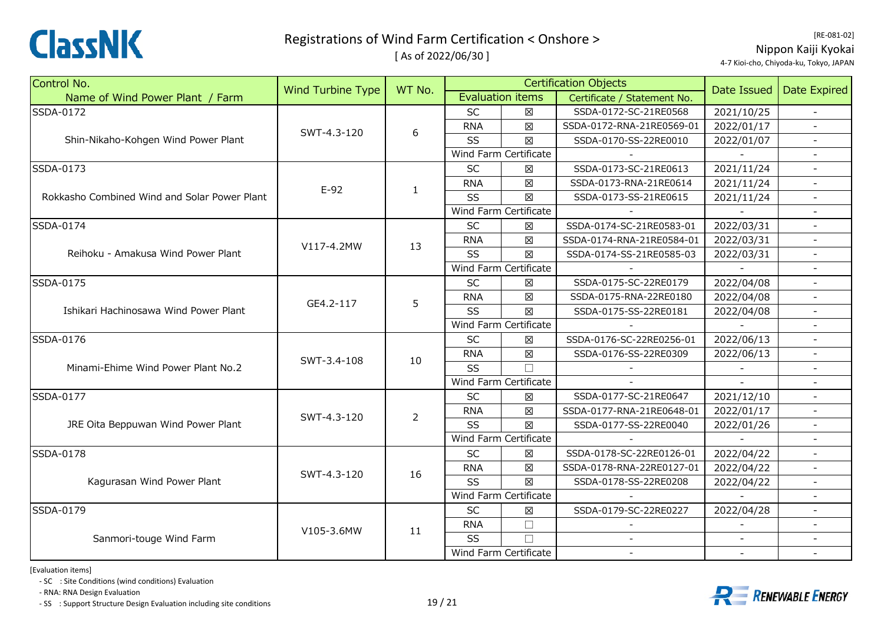# Registrations of Wind Farm Certification < Onshore >

[ As of 2022/06/30 ]

[RE-081-02]
Nippon Kaiji Kyokai
4-7 Kioi-cho, Chiyoda-ku, Tokyo, JAPAN

| Control No. / Name of Wind Power Plant / Farm | Wind Turbine Type | WT No. | Evaluation items | | Certificate / Statement No. | Date Issued | Date Expired |
|---|---|---|---|---|---|---|---|
| SSDA-0172 Shin-Nikaho-Kohgen Wind Power Plant | SWT-4.3-120 | 6 | SC | ☒ | SSDA-0172-SC-21RE0568 | 2021/10/25 | - |
| | | | RNA | ☒ | SSDA-0172-RNA-21RE0569-01 | 2022/01/17 | - |
| | | | SS | ☒ | SSDA-0170-SS-22RE0010 | 2022/01/07 | - |
| | | | Wind Farm Certificate | | - | - | - |
| SSDA-0173 Rokkasho Combined Wind and Solar Power Plant | E-92 | 1 | SC | ☒ | SSDA-0173-SC-21RE0613 | 2021/11/24 | - |
| | | | RNA | ☒ | SSDA-0173-RNA-21RE0614 | 2021/11/24 | - |
| | | | SS | ☒ | SSDA-0173-SS-21RE0615 | 2021/11/24 | - |
| | | | Wind Farm Certificate | | - | - | - |
| SSDA-0174 Reihoku - Amakusa Wind Power Plant | V117-4.2MW | 13 | SC | ☒ | SSDA-0174-SC-21RE0583-01 | 2022/03/31 | - |
| | | | RNA | ☒ | SSDA-0174-RNA-21RE0584-01 | 2022/03/31 | - |
| | | | SS | ☒ | SSDA-0174-SS-21RE0585-03 | 2022/03/31 | - |
| | | | Wind Farm Certificate | | - | - | - |
| SSDA-0175 Ishikari Hachinosawa Wind Power Plant | GE4.2-117 | 5 | SC | ☒ | SSDA-0175-SC-22RE0179 | 2022/04/08 | - |
| | | | RNA | ☒ | SSDA-0175-RNA-22RE0180 | 2022/04/08 | - |
| | | | SS | ☒ | SSDA-0175-SS-22RE0181 | 2022/04/08 | - |
| | | | Wind Farm Certificate | | - | - | - |
| SSDA-0176 Minami-Ehime Wind Power Plant No.2 | SWT-3.4-108 | 10 | SC | ☒ | SSDA-0176-SC-22RE0256-01 | 2022/06/13 | - |
| | | | RNA | ☒ | SSDA-0176-SS-22RE0309 | 2022/06/13 | - |
| | | | SS | ☐ | - | - | - |
| | | | Wind Farm Certificate | | - | - | - |
| SSDA-0177 JRE Oita Beppuwan Wind Power Plant | SWT-4.3-120 | 2 | SC | ☒ | SSDA-0177-SC-21RE0647 | 2021/12/10 | - |
| | | | RNA | ☒ | SSDA-0177-RNA-21RE0648-01 | 2022/01/17 | - |
| | | | SS | ☒ | SSDA-0177-SS-22RE0040 | 2022/01/26 | - |
| | | | Wind Farm Certificate | | - | - | - |
| SSDA-0178 Kagurasan Wind Power Plant | SWT-4.3-120 | 16 | SC | ☒ | SSDA-0178-SC-22RE0126-01 | 2022/04/22 | - |
| | | | RNA | ☒ | SSDA-0178-RNA-22RE0127-01 | 2022/04/22 | - |
| | | | SS | ☒ | SSDA-0178-SS-22RE0208 | 2022/04/22 | - |
| | | | Wind Farm Certificate | | - | - | - |
| SSDA-0179 Sanmori-touge Wind Farm | V105-3.6MW | 11 | SC | ☒ | SSDA-0179-SC-22RE0227 | 2022/04/28 | - |
| | | | RNA | ☐ | - | - | - |
| | | | SS | ☐ | - | - | - |
| | | | Wind Farm Certificate | | - | - | - |

[Evaluation items]
- SC : Site Conditions (wind conditions) Evaluation
- RNA: RNA Design Evaluation
- SS : Support Structure Design Evaluation including site conditions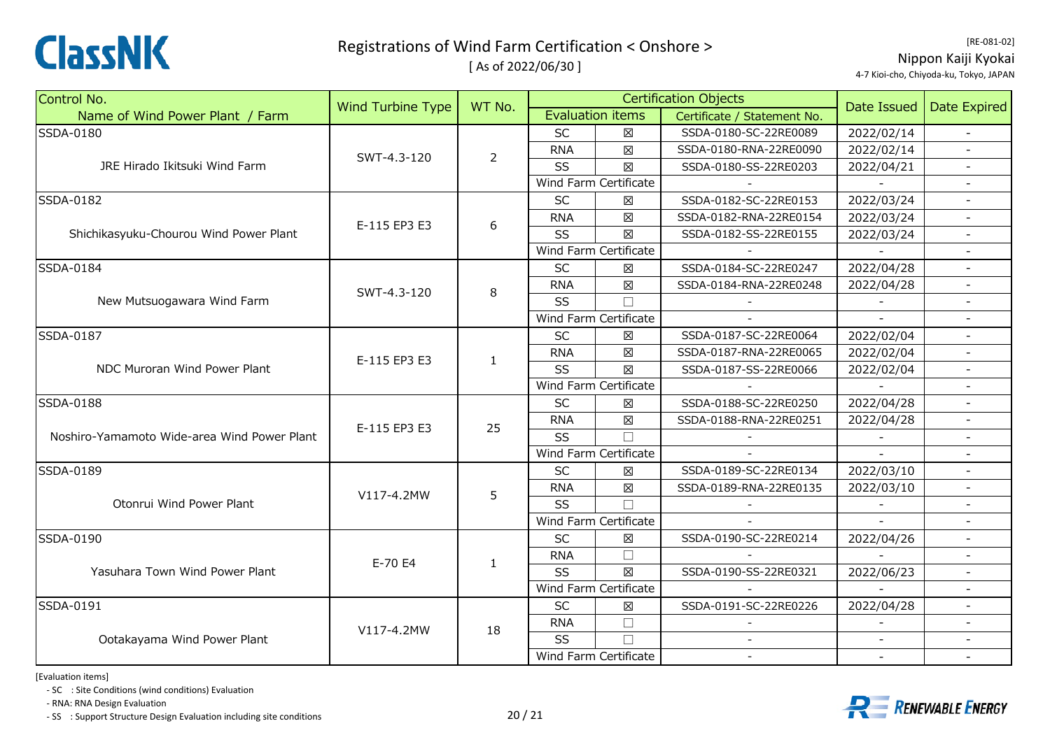# Registrations of Wind Farm Certification < Onshore >

[ As of 2022/06/30 ]

[RE-081-02]
Nippon Kaiji Kyokai
4-7 Kioi-cho, Chiyoda-ku, Tokyo, JAPAN

| Control No. / Name of Wind Power Plant / Farm | Wind Turbine Type | WT No. | Certification Objects: Evaluation items | | Certification Objects: Certificate / Statement No. | Date Issued | Date Expired |
|---|---|---|---|---|---|---|---|
| SSDA-0180 JRE Hirado Ikitsuki Wind Farm | SWT-4.3-120 | 2 | SC | ☒ | SSDA-0180-SC-22RE0089 | 2022/02/14 | - |
| | | | RNA | ☒ | SSDA-0180-RNA-22RE0090 | 2022/02/14 | - |
| | | | SS | ☒ | SSDA-0180-SS-22RE0203 | 2022/04/21 | - |
| | | | Wind Farm Certificate | | - | - | - |
| SSDA-0182 Shichikasyuku-Chourou Wind Power Plant | E-115 EP3 E3 | 6 | SC | ☒ | SSDA-0182-SC-22RE0153 | 2022/03/24 | - |
| | | | RNA | ☒ | SSDA-0182-RNA-22RE0154 | 2022/03/24 | - |
| | | | SS | ☒ | SSDA-0182-SS-22RE0155 | 2022/03/24 | - |
| | | | Wind Farm Certificate | | - | - | - |
| SSDA-0184 New Mutsuogawara Wind Farm | SWT-4.3-120 | 8 | SC | ☒ | SSDA-0184-SC-22RE0247 | 2022/04/28 | - |
| | | | RNA | ☒ | SSDA-0184-RNA-22RE0248 | 2022/04/28 | - |
| | | | SS | ☐ | - | - | - |
| | | | Wind Farm Certificate | | - | - | - |
| SSDA-0187 NDC Muroran Wind Power Plant | E-115 EP3 E3 | 1 | SC | ☒ | SSDA-0187-SC-22RE0064 | 2022/02/04 | - |
| | | | RNA | ☒ | SSDA-0187-RNA-22RE0065 | 2022/02/04 | - |
| | | | SS | ☒ | SSDA-0187-SS-22RE0066 | 2022/02/04 | - |
| | | | Wind Farm Certificate | | - | - | - |
| SSDA-0188 Noshiro-Yamamoto Wide-area Wind Power Plant | E-115 EP3 E3 | 25 | SC | ☒ | SSDA-0188-SC-22RE0250 | 2022/04/28 | - |
| | | | RNA | ☒ | SSDA-0188-RNA-22RE0251 | 2022/04/28 | - |
| | | | SS | ☐ | - | - | - |
| | | | Wind Farm Certificate | | - | - | - |
| SSDA-0189 Otonrui Wind Power Plant | V117-4.2MW | 5 | SC | ☒ | SSDA-0189-SC-22RE0134 | 2022/03/10 | - |
| | | | RNA | ☒ | SSDA-0189-RNA-22RE0135 | 2022/03/10 | - |
| | | | SS | ☐ | - | - | - |
| | | | Wind Farm Certificate | | - | - | - |
| SSDA-0190 Yasuhara Town Wind Power Plant | E-70 E4 | 1 | SC | ☒ | SSDA-0190-SC-22RE0214 | 2022/04/26 | - |
| | | | RNA | ☐ | - | - | - |
| | | | SS | ☒ | SSDA-0190-SS-22RE0321 | 2022/06/23 | - |
| | | | Wind Farm Certificate | | - | - | - |
| SSDA-0191 Ootakayama Wind Power Plant | V117-4.2MW | 18 | SC | ☒ | SSDA-0191-SC-22RE0226 | 2022/04/28 | - |
| | | | RNA | ☐ | - | - | - |
| | | | SS | ☐ | - | - | - |
| | | | Wind Farm Certificate | | - | - | - |

[Evaluation items]

- SC : Site Conditions (wind conditions) Evaluation
- RNA: RNA Design Evaluation
- SS : Support Structure Design Evaluation including site conditions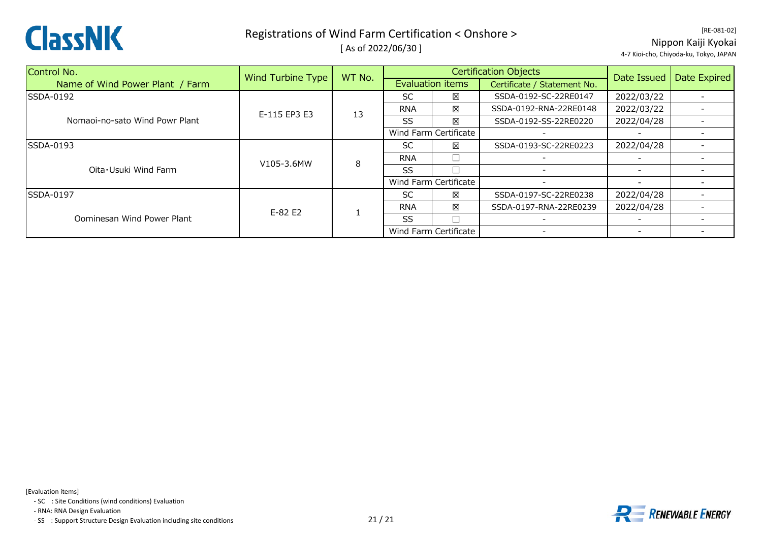# Registrations of Wind Farm Certification < Onshore >

[ As of 2022/06/30 ]

[RE-081-02]

Nippon Kaiji Kyokai

4-7 Kioi-cho, Chiyoda-ku, Tokyo, JAPAN

| Control No. / Name of Wind Power Plant / Farm | Wind Turbine Type | WT No. | Certification Objects | | | Date Issued | Date Expired |
|---|---|---|---|---|---|---|---|
| | | | Evaluation items | | Certificate / Statement No. | | |
| SSDA-0192 Nomaoi-no-sato Wind Powr Plant | E-115 EP3 E3 | 13 | SC | ☒ | SSDA-0192-SC-22RE0147 | 2022/03/22 | - |
| | | | RNA | ☒ | SSDA-0192-RNA-22RE0148 | 2022/03/22 | - |
| | | | SS | ☒ | SSDA-0192-SS-22RE0220 | 2022/04/28 | - |
| | | | Wind Farm Certificate | | - | - | - |
| SSDA-0193 Oita･Usuki Wind Farm | V105-3.6MW | 8 | SC | ☒ | SSDA-0193-SC-22RE0223 | 2022/04/28 | - |
| | | | RNA | ☐ | - | - | - |
| | | | SS | ☐ | - | - | - |
| | | | Wind Farm Certificate | | - | - | - |
| SSDA-0197 Oominesan Wind Power Plant | E-82 E2 | 1 | SC | ☒ | SSDA-0197-SC-22RE0238 | 2022/04/28 | - |
| | | | RNA | ☒ | SSDA-0197-RNA-22RE0239 | 2022/04/28 | - |
| | | | SS | ☐ | - | - | - |
| | | | Wind Farm Certificate | | - | - | - |

[Evaluation items]

- SC : Site Conditions (wind conditions) Evaluation
- RNA: RNA Design Evaluation
- SS : Support Structure Design Evaluation including site conditions